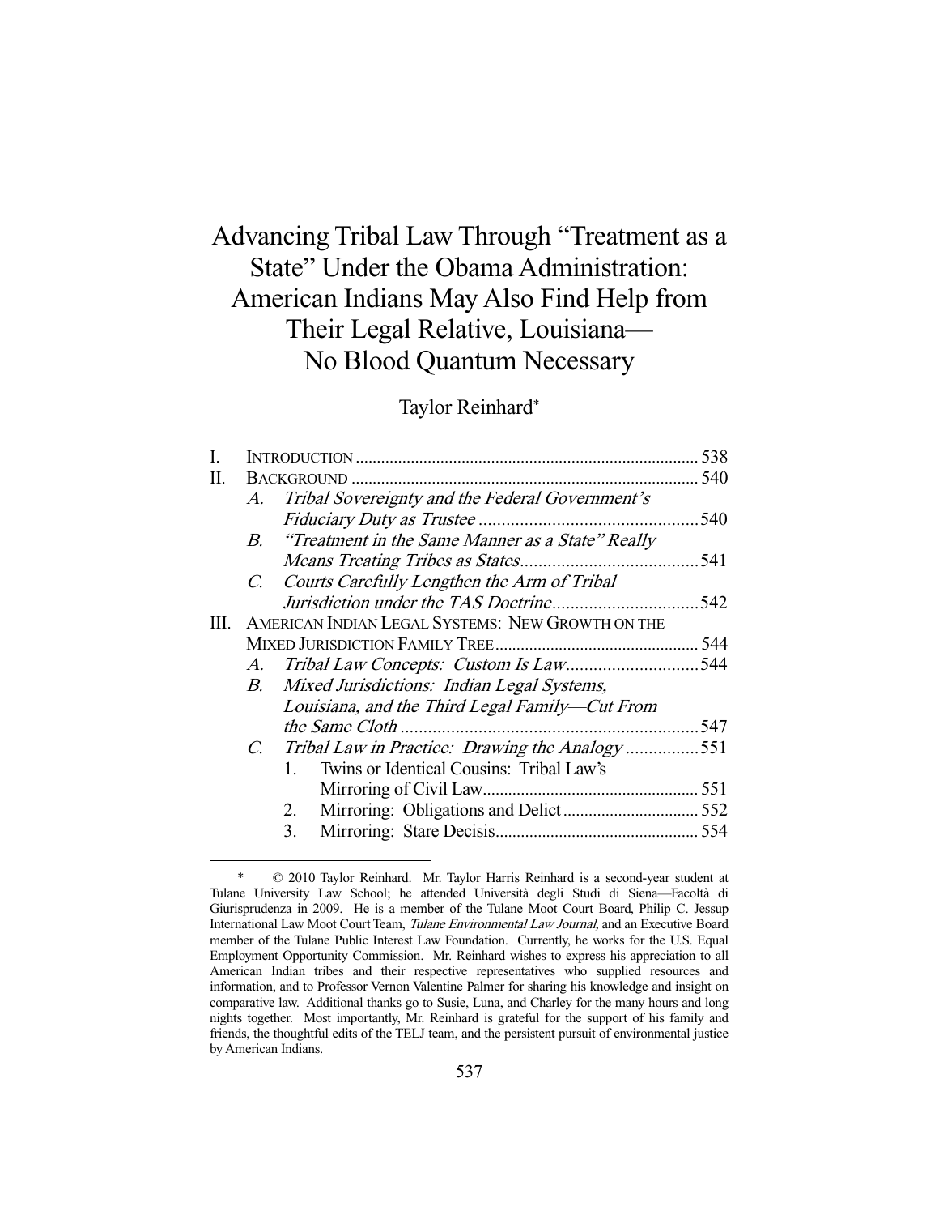# Advancing Tribal Law Through "Treatment as a State" Under the Obama Administration: American Indians May Also Find Help from Their Legal Relative, Louisiana—No Blood Quantum Necessary

Taylor Reinhard*

| | | | | |
|---|---|---|---|---|
| I. | INTRODUCTION | | | 538 |
| II. | BACKGROUND | | | 540 |
| | A. | *Tribal Sovereignty and the Federal Government's Fiduciary Duty as Trustee* | | 540 |
| | B. | *"Treatment in the Same Manner as a State" Really Means Treating Tribes as States* | | 541 |
| | C. | *Courts Carefully Lengthen the Arm of Tribal Jurisdiction under the TAS Doctrine* | | 542 |
| III. | AMERICAN INDIAN LEGAL SYSTEMS: NEW GROWTH ON THE MIXED JURISDICTION FAMILY TREE | | | 544 |
| | A. | *Tribal Law Concepts: Custom Is Law* | | 544 |
| | B. | *Mixed Jurisdictions: Indian Legal Systems, Louisiana, and the Third Legal Family—Cut From the Same Cloth* | | 547 |
| | C. | *Tribal Law in Practice: Drawing the Analogy* | | 551 |
| | | 1. | Twins or Identical Cousins: Tribal Law's Mirroring of Civil Law | 551 |
| | | 2. | Mirroring: Obligations and Delict | 552 |
| | | 3. | Mirroring: Stare Decisis | 554 |

---

\* © 2010 Taylor Reinhard. Mr. Taylor Harris Reinhard is a second-year student at Tulane University Law School; he attended Università degli Studi di Siena—Facoltà di Giurisprudenza in 2009. He is a member of the Tulane Moot Court Board, Philip C. Jessup International Law Moot Court Team, *Tulane Environmental Law Journal*, and an Executive Board member of the Tulane Public Interest Law Foundation. Currently, he works for the U.S. Equal Employment Opportunity Commission. Mr. Reinhard wishes to express his appreciation to all American Indian tribes and their respective representatives who supplied resources and information, and to Professor Vernon Valentine Palmer for sharing his knowledge and insight on comparative law. Additional thanks go to Susie, Luna, and Charley for the many hours and long nights together. Most importantly, Mr. Reinhard is grateful for the support of his family and friends, the thoughtful edits of the TELJ team, and the persistent pursuit of environmental justice by American Indians.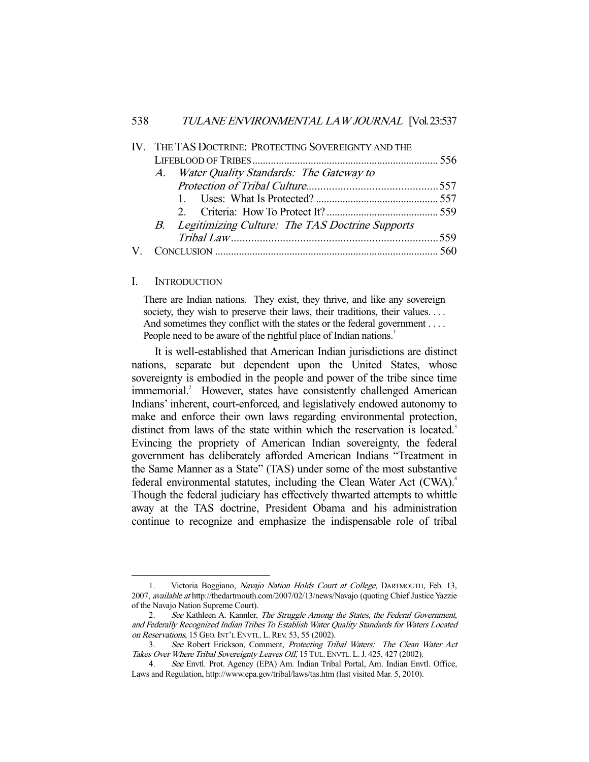IV. THE TAS DOCTRINE: PROTECTING SOVEREIGNTY AND THE LIFEBLOOD OF TRIBES ..... 556
  A. *Water Quality Standards: The Gateway to Protection of Tribal Culture* ..... 557
    1. Uses: What Is Protected? ..... 557
    2. Criteria: How To Protect It? ..... 559
  B. *Legitimizing Culture: The TAS Doctrine Supports Tribal Law* ..... 559
V. CONCLUSION ..... 560

## I. INTRODUCTION

> There are Indian nations. They exist, they thrive, and like any sovereign society, they wish to preserve their laws, their traditions, their values. . . . And sometimes they conflict with the states or the federal government . . . . People need to be aware of the rightful place of Indian nations.[1]

It is well-established that American Indian jurisdictions are distinct nations, separate but dependent upon the United States, whose sovereignty is embodied in the people and power of the tribe since time immemorial.[2] However, states have consistently challenged American Indians' inherent, court-enforced, and legislatively endowed autonomy to make and enforce their own laws regarding environmental protection, distinct from laws of the state within which the reservation is located.[3] Evincing the propriety of American Indian sovereignty, the federal government has deliberately afforded American Indians "Treatment in the Same Manner as a State" (TAS) under some of the most substantive federal environmental statutes, including the Clean Water Act (CWA).[4] Though the federal judiciary has effectively thwarted attempts to whittle away at the TAS doctrine, President Obama and his administration continue to recognize and emphasize the indispensable role of tribal

---

1. Victoria Boggiano, *Navajo Nation Holds Court at College*, DARTMOUTH, Feb. 13, 2007, *available at* http://thedartmouth.com/2007/02/13/news/Navajo (quoting Chief Justice Yazzie of the Navajo Nation Supreme Court).

2. *See* Kathleen A. Kannler, *The Struggle Among the States, the Federal Government, and Federally Recognized Indian Tribes To Establish Water Quality Standards for Waters Located on Reservations*, 15 GEO. INT'L ENVTL. L. REV. 53, 55 (2002).

3. *See* Robert Erickson, Comment, *Protecting Tribal Waters: The Clean Water Act Takes Over Where Tribal Sovereignty Leaves Off*, 15 TUL. ENVTL. L. J. 425, 427 (2002).

4. *See* Envtl. Prot. Agency (EPA) Am. Indian Tribal Portal, Am. Indian Envtl. Office, Laws and Regulation, http://www.epa.gov/tribal/laws/tas.htm (last visited Mar. 5, 2010).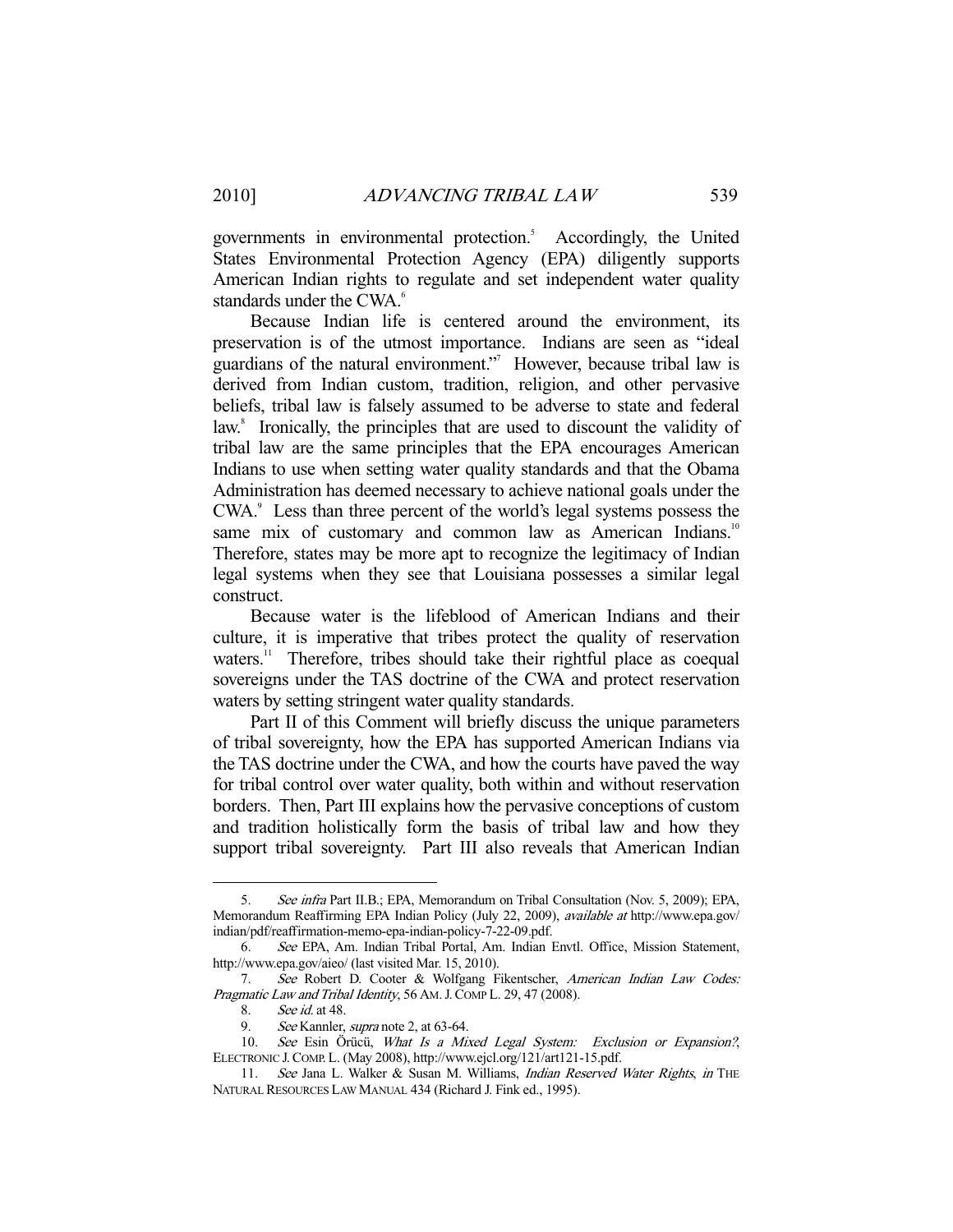governments in environmental protection.[5] Accordingly, the United States Environmental Protection Agency (EPA) diligently supports American Indian rights to regulate and set independent water quality standards under the CWA.[6]

Because Indian life is centered around the environment, its preservation is of the utmost importance. Indians are seen as "ideal guardians of the natural environment."[7] However, because tribal law is derived from Indian custom, tradition, religion, and other pervasive beliefs, tribal law is falsely assumed to be adverse to state and federal law.[8] Ironically, the principles that are used to discount the validity of tribal law are the same principles that the EPA encourages American Indians to use when setting water quality standards and that the Obama Administration has deemed necessary to achieve national goals under the CWA.[9] Less than three percent of the world's legal systems possess the same mix of customary and common law as American Indians.[10] Therefore, states may be more apt to recognize the legitimacy of Indian legal systems when they see that Louisiana possesses a similar legal construct.

Because water is the lifeblood of American Indians and their culture, it is imperative that tribes protect the quality of reservation waters.[11] Therefore, tribes should take their rightful place as coequal sovereigns under the TAS doctrine of the CWA and protect reservation waters by setting stringent water quality standards.

Part II of this Comment will briefly discuss the unique parameters of tribal sovereignty, how the EPA has supported American Indians via the TAS doctrine under the CWA, and how the courts have paved the way for tribal control over water quality, both within and without reservation borders. Then, Part III explains how the pervasive conceptions of custom and tradition holistically form the basis of tribal law and how they support tribal sovereignty. Part III also reveals that American Indian

---

5. *See infra* Part II.B.; EPA, Memorandum on Tribal Consultation (Nov. 5, 2009); EPA, Memorandum Reaffirming EPA Indian Policy (July 22, 2009), *available at* http://www.epa.gov/indian/pdf/reaffirmation-memo-epa-indian-policy-7-22-09.pdf.

6. *See* EPA, Am. Indian Tribal Portal, Am. Indian Envtl. Office, Mission Statement, http://www.epa.gov/aieo/ (last visited Mar. 15, 2010).

7. *See* Robert D. Cooter & Wolfgang Fikentscher, *American Indian Law Codes: Pragmatic Law and Tribal Identity*, 56 AM. J. COMP L. 29, 47 (2008).

8. *See id.* at 48.

9. *See* Kannler, *supra* note 2, at 63-64.

10. *See* Esin Örücü, *What Is a Mixed Legal System: Exclusion or Expansion?*, ELECTRONIC J. COMP. L. (May 2008), http://www.ejcl.org/121/art121-15.pdf.

11. *See* Jana L. Walker & Susan M. Williams, *Indian Reserved Water Rights*, *in* THE NATURAL RESOURCES LAW MANUAL 434 (Richard J. Fink ed., 1995).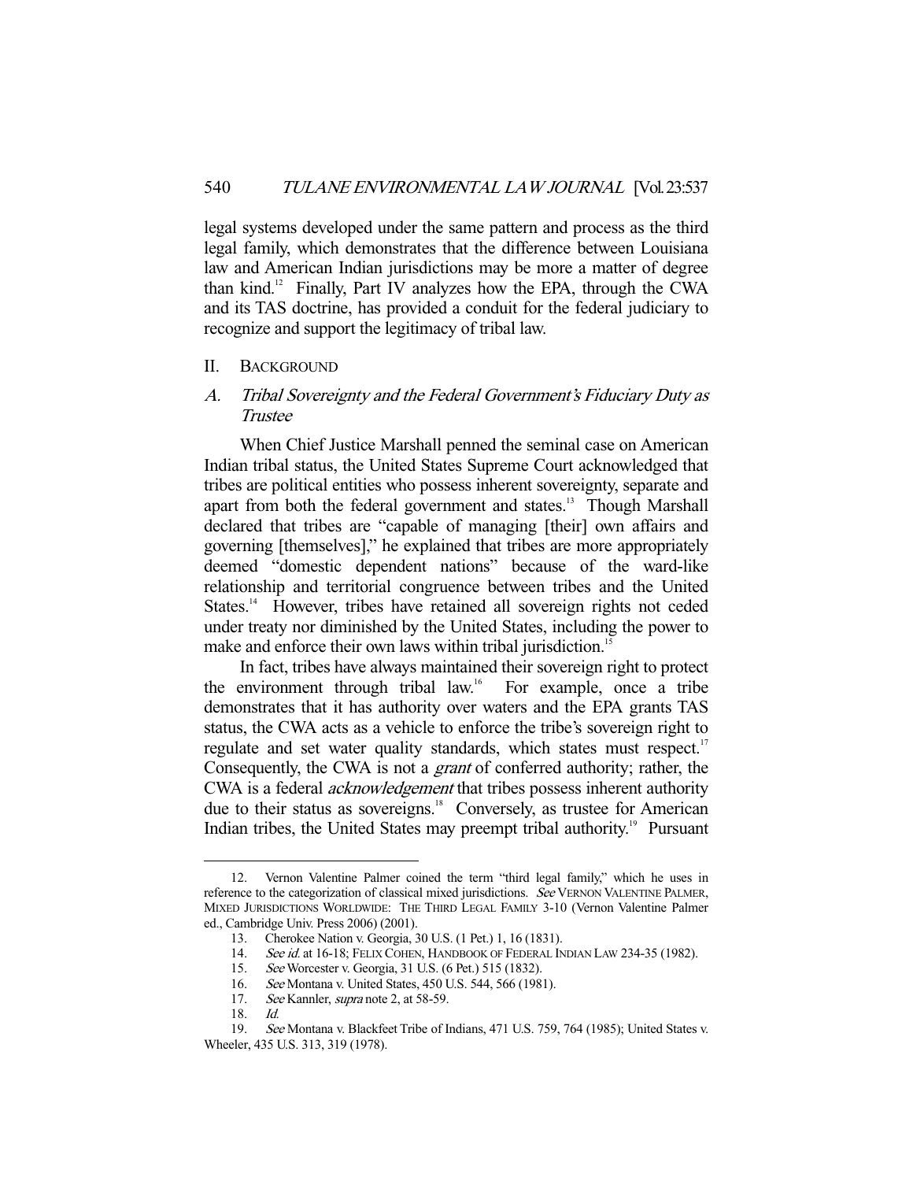legal systems developed under the same pattern and process as the third legal family, which demonstrates that the difference between Louisiana law and American Indian jurisdictions may be more a matter of degree than kind.[12] Finally, Part IV analyzes how the EPA, through the CWA and its TAS doctrine, has provided a conduit for the federal judiciary to recognize and support the legitimacy of tribal law.

## II. BACKGROUND

### A. *Tribal Sovereignty and the Federal Government's Fiduciary Duty as Trustee*

When Chief Justice Marshall penned the seminal case on American Indian tribal status, the United States Supreme Court acknowledged that tribes are political entities who possess inherent sovereignty, separate and apart from both the federal government and states.[13] Though Marshall declared that tribes are "capable of managing [their] own affairs and governing [themselves]," he explained that tribes are more appropriately deemed "domestic dependent nations" because of the ward-like relationship and territorial congruence between tribes and the United States.[14] However, tribes have retained all sovereign rights not ceded under treaty nor diminished by the United States, including the power to make and enforce their own laws within tribal jurisdiction.[15]

In fact, tribes have always maintained their sovereign right to protect the environment through tribal law.[16] For example, once a tribe demonstrates that it has authority over waters and the EPA grants TAS status, the CWA acts as a vehicle to enforce the tribe's sovereign right to regulate and set water quality standards, which states must respect.[17] Consequently, the CWA is not a *grant* of conferred authority; rather, the CWA is a federal *acknowledgement* that tribes possess inherent authority due to their status as sovereigns.[18] Conversely, as trustee for American Indian tribes, the United States may preempt tribal authority.[19] Pursuant

---

12. Vernon Valentine Palmer coined the term "third legal family," which he uses in reference to the categorization of classical mixed jurisdictions. *See* VERNON VALENTINE PALMER, MIXED JURISDICTIONS WORLDWIDE: THE THIRD LEGAL FAMILY 3-10 (Vernon Valentine Palmer ed., Cambridge Univ. Press 2006) (2001).

13. Cherokee Nation v. Georgia, 30 U.S. (1 Pet.) 1, 16 (1831).

14. *See id.* at 16-18; FELIX COHEN, HANDBOOK OF FEDERAL INDIAN LAW 234-35 (1982).

15. *See* Worcester v. Georgia, 31 U.S. (6 Pet.) 515 (1832).

16. *See* Montana v. United States, 450 U.S. 544, 566 (1981).

17. *See* Kannler, *supra* note 2, at 58-59.

18. *Id.*

19. *See* Montana v. Blackfeet Tribe of Indians, 471 U.S. 759, 764 (1985); United States v. Wheeler, 435 U.S. 313, 319 (1978).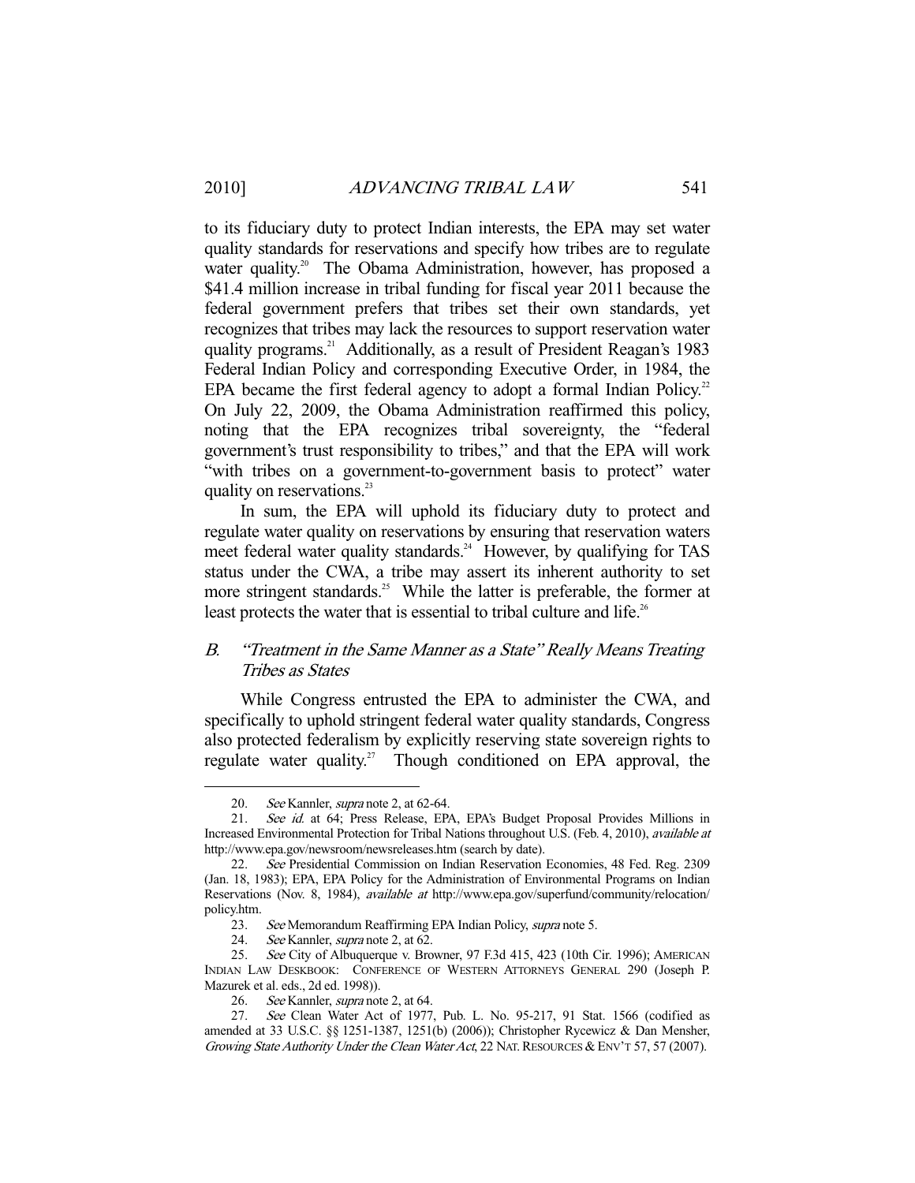to its fiduciary duty to protect Indian interests, the EPA may set water quality standards for reservations and specify how tribes are to regulate water quality.[20] The Obama Administration, however, has proposed a \$41.4 million increase in tribal funding for fiscal year 2011 because the federal government prefers that tribes set their own standards, yet recognizes that tribes may lack the resources to support reservation water quality programs.[21] Additionally, as a result of President Reagan's 1983 Federal Indian Policy and corresponding Executive Order, in 1984, the EPA became the first federal agency to adopt a formal Indian Policy.[22] On July 22, 2009, the Obama Administration reaffirmed this policy, noting that the EPA recognizes tribal sovereignty, the "federal government's trust responsibility to tribes," and that the EPA will work "with tribes on a government-to-government basis to protect" water quality on reservations.[23]

In sum, the EPA will uphold its fiduciary duty to protect and regulate water quality on reservations by ensuring that reservation waters meet federal water quality standards.[24] However, by qualifying for TAS status under the CWA, a tribe may assert its inherent authority to set more stringent standards.[25] While the latter is preferable, the former at least protects the water that is essential to tribal culture and life.[26]

### *B. "Treatment in the Same Manner as a State" Really Means Treating Tribes as States*

While Congress entrusted the EPA to administer the CWA, and specifically to uphold stringent federal water quality standards, Congress also protected federalism by explicitly reserving state sovereign rights to regulate water quality.[27] Though conditioned on EPA approval, the

---

20. *See* Kannler, *supra* note 2, at 62-64.

21. *See id.* at 64; Press Release, EPA, EPA's Budget Proposal Provides Millions in Increased Environmental Protection for Tribal Nations throughout U.S. (Feb. 4, 2010), *available at* http://www.epa.gov/newsroom/newsreleases.htm (search by date).

22. *See* Presidential Commission on Indian Reservation Economies, 48 Fed. Reg. 2309 (Jan. 18, 1983); EPA, EPA Policy for the Administration of Environmental Programs on Indian Reservations (Nov. 8, 1984), *available at* http://www.epa.gov/superfund/community/relocation/policy.htm.

23. *See* Memorandum Reaffirming EPA Indian Policy, *supra* note 5.

24. *See* Kannler, *supra* note 2, at 62.

25. *See* City of Albuquerque v. Browner, 97 F.3d 415, 423 (10th Cir. 1996); AMERICAN INDIAN LAW DESKBOOK: CONFERENCE OF WESTERN ATTORNEYS GENERAL 290 (Joseph P. Mazurek et al. eds., 2d ed. 1998)).

26. *See* Kannler, *supra* note 2, at 64.

27. *See* Clean Water Act of 1977, Pub. L. No. 95-217, 91 Stat. 1566 (codified as amended at 33 U.S.C. §§ 1251-1387, 1251(b) (2006)); Christopher Rycewicz & Dan Mensher, *Growing State Authority Under the Clean Water Act*, 22 NAT. RESOURCES & ENV'T 57, 57 (2007).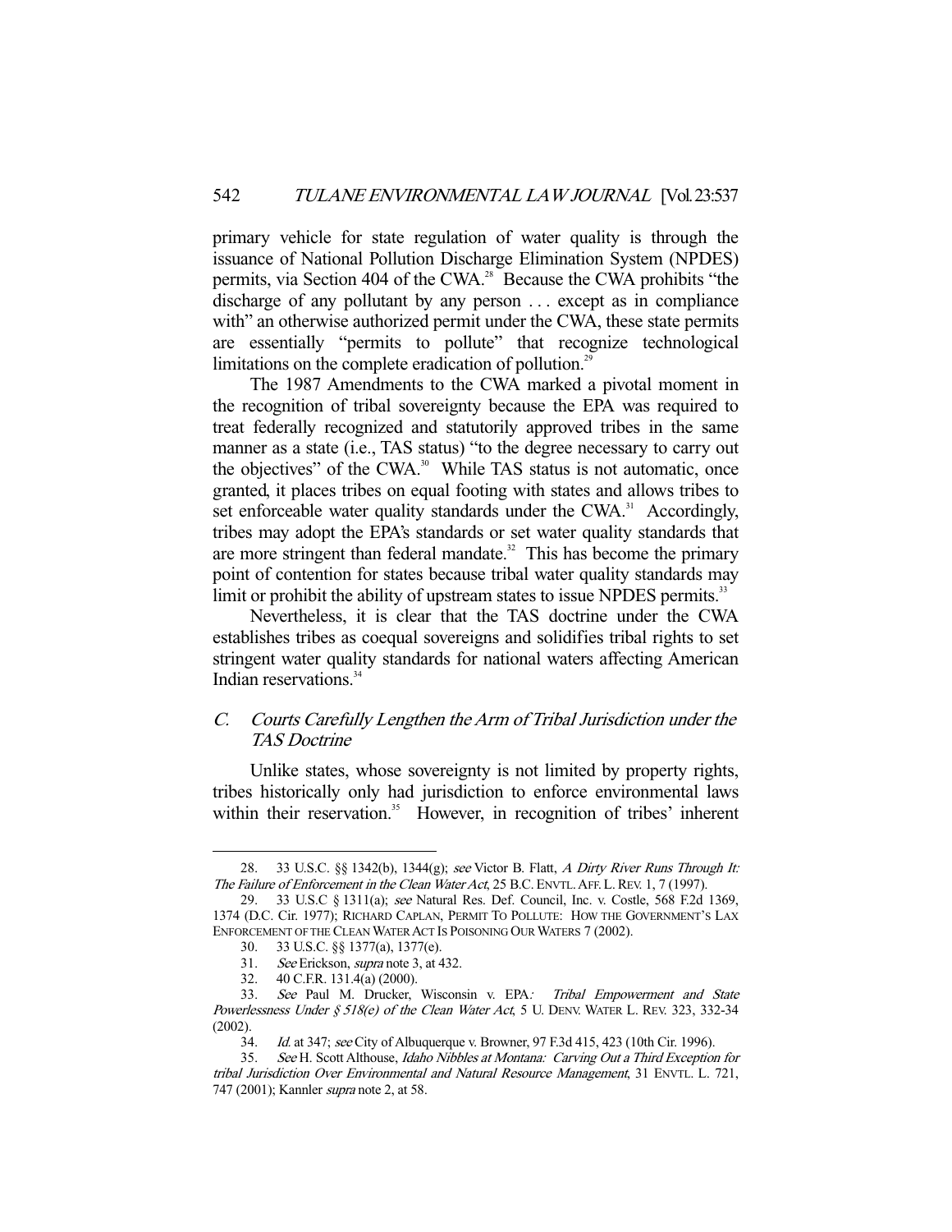primary vehicle for state regulation of water quality is through the issuance of National Pollution Discharge Elimination System (NPDES) permits, via Section 404 of the CWA.[28] Because the CWA prohibits "the discharge of any pollutant by any person . . . except as in compliance with" an otherwise authorized permit under the CWA, these state permits are essentially "permits to pollute" that recognize technological limitations on the complete eradication of pollution.[29]

The 1987 Amendments to the CWA marked a pivotal moment in the recognition of tribal sovereignty because the EPA was required to treat federally recognized and statutorily approved tribes in the same manner as a state (i.e., TAS status) "to the degree necessary to carry out the objectives" of the CWA.[30] While TAS status is not automatic, once granted, it places tribes on equal footing with states and allows tribes to set enforceable water quality standards under the CWA.[31] Accordingly, tribes may adopt the EPA's standards or set water quality standards that are more stringent than federal mandate.[32] This has become the primary point of contention for states because tribal water quality standards may limit or prohibit the ability of upstream states to issue NPDES permits.[33]

Nevertheless, it is clear that the TAS doctrine under the CWA establishes tribes as coequal sovereigns and solidifies tribal rights to set stringent water quality standards for national waters affecting American Indian reservations.[34]

### *C. Courts Carefully Lengthen the Arm of Tribal Jurisdiction under the TAS Doctrine*

Unlike states, whose sovereignty is not limited by property rights, tribes historically only had jurisdiction to enforce environmental laws within their reservation.[35] However, in recognition of tribes' inherent

---

28. 33 U.S.C. §§ 1342(b), 1344(g); *see* Victor B. Flatt, *A Dirty River Runs Through It: The Failure of Enforcement in the Clean Water Act*, 25 B.C. ENVTL. AFF. L. REV. 1, 7 (1997).

29. 33 U.S.C § 1311(a); *see* Natural Res. Def. Council, Inc. v. Costle, 568 F.2d 1369, 1374 (D.C. Cir. 1977); RICHARD CAPLAN, PERMIT TO POLLUTE: HOW THE GOVERNMENT'S LAX ENFORCEMENT OF THE CLEAN WATER ACT IS POISONING OUR WATERS 7 (2002).

30. 33 U.S.C. §§ 1377(a), 1377(e).

31. *See* Erickson, *supra* note 3, at 432.

32. 40 C.F.R. 131.4(a) (2000).

33. *See* Paul M. Drucker, Wisconsin v. EPA*: Tribal Empowerment and State Powerlessness Under § 518(e) of the Clean Water Act*, 5 U. DENV. WATER L. REV. 323, 332-34 (2002).

34. *Id.* at 347; *see* City of Albuquerque v. Browner, 97 F.3d 415, 423 (10th Cir. 1996).

35. *See* H. Scott Althouse, *Idaho Nibbles at Montana: Carving Out a Third Exception for tribal Jurisdiction Over Environmental and Natural Resource Management*, 31 ENVTL. L. 721, 747 (2001); Kannler *supra* note 2, at 58.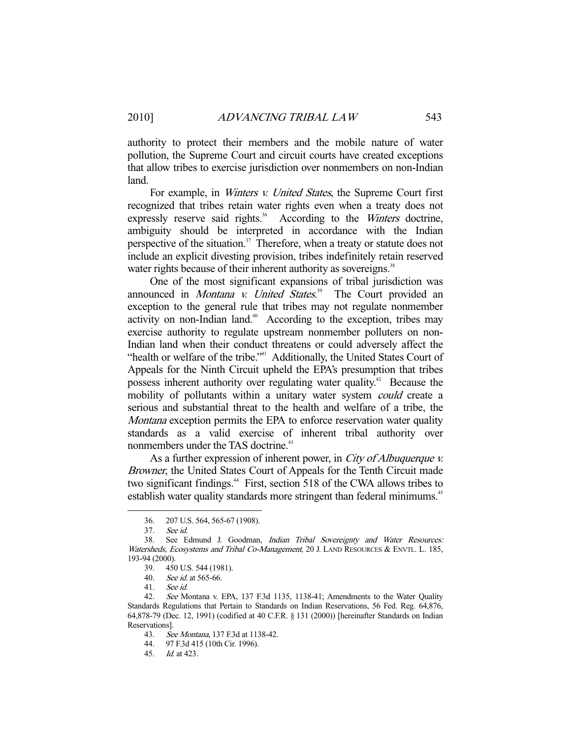authority to protect their members and the mobile nature of water pollution, the Supreme Court and circuit courts have created exceptions that allow tribes to exercise jurisdiction over nonmembers on non-Indian land.

For example, in *Winters v. United States*, the Supreme Court first recognized that tribes retain water rights even when a treaty does not expressly reserve said rights.[36] According to the *Winters* doctrine, ambiguity should be interpreted in accordance with the Indian perspective of the situation.[37] Therefore, when a treaty or statute does not include an explicit divesting provision, tribes indefinitely retain reserved water rights because of their inherent authority as sovereigns.[38]

One of the most significant expansions of tribal jurisdiction was announced in *Montana v. United States*.[39] The Court provided an exception to the general rule that tribes may not regulate nonmember activity on non-Indian land.[40] According to the exception, tribes may exercise authority to regulate upstream nonmember polluters on non-Indian land when their conduct threatens or could adversely affect the "health or welfare of the tribe."[41] Additionally, the United States Court of Appeals for the Ninth Circuit upheld the EPA's presumption that tribes possess inherent authority over regulating water quality.[42] Because the mobility of pollutants within a unitary water system *could* create a serious and substantial threat to the health and welfare of a tribe, the *Montana* exception permits the EPA to enforce reservation water quality standards as a valid exercise of inherent tribal authority over nonmembers under the TAS doctrine.[43]

As a further expression of inherent power, in *City of Albuquerque v. Browner*, the United States Court of Appeals for the Tenth Circuit made two significant findings.[44] First, section 518 of the CWA allows tribes to establish water quality standards more stringent than federal minimums.[45]

---

36. 207 U.S. 564, 565-67 (1908).

37. *See id.*

38. See Edmund J. Goodman, *Indian Tribal Sovereignty and Water Resources: Watersheds, Ecosystems and Tribal Co-Management*, 20 J. LAND RESOURCES & ENVTL. L. 185, 193-94 (2000).

39. 450 U.S. 544 (1981).

40. *See id.* at 565-66.

41. *See id.*

42. *See* Montana v. EPA, 137 F.3d 1135, 1138-41; Amendments to the Water Quality Standards Regulations that Pertain to Standards on Indian Reservations, 56 Fed. Reg. 64,876, 64,878-79 (Dec. 12, 1991) (codified at 40 C.F.R. § 131 (2000)) [hereinafter Standards on Indian Reservations].

43. *See Montana*, 137 F.3d at 1138-42.

44. 97 F.3d 415 (10th Cir. 1996).

45. *Id.* at 423.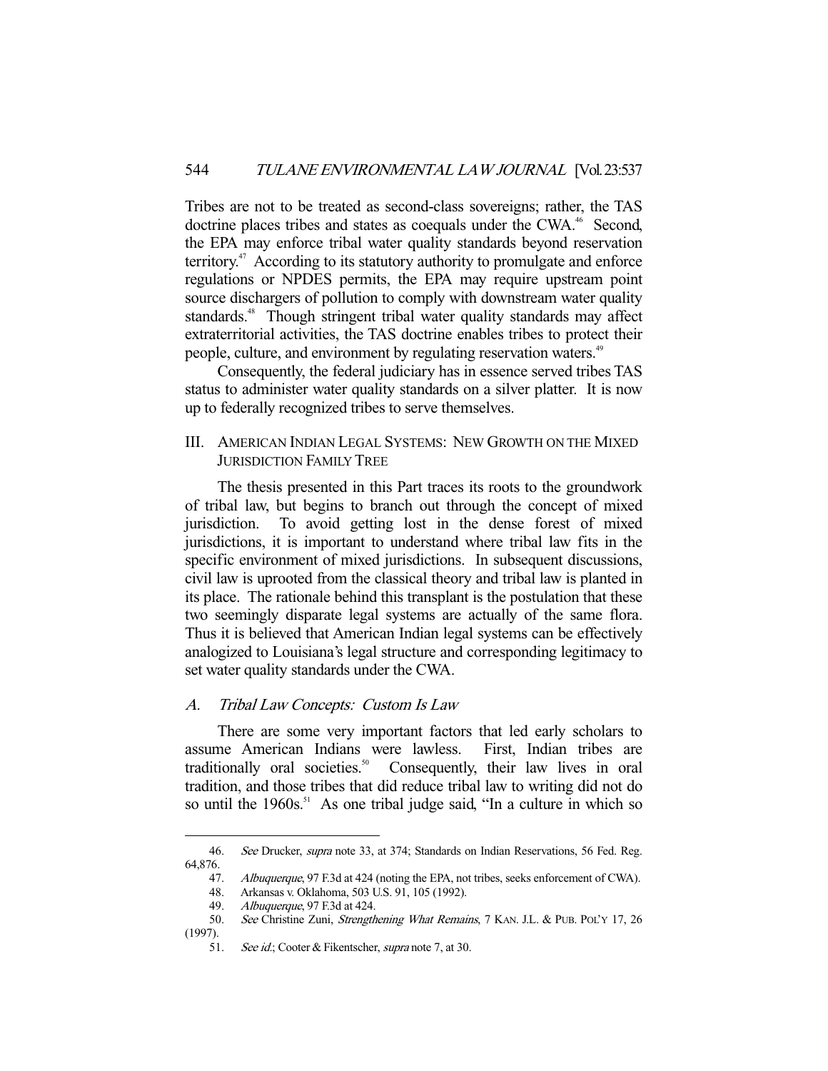Tribes are not to be treated as second-class sovereigns; rather, the TAS doctrine places tribes and states as coequals under the CWA.[46] Second, the EPA may enforce tribal water quality standards beyond reservation territory.[47] According to its statutory authority to promulgate and enforce regulations or NPDES permits, the EPA may require upstream point source dischargers of pollution to comply with downstream water quality standards.[48] Though stringent tribal water quality standards may affect extraterritorial activities, the TAS doctrine enables tribes to protect their people, culture, and environment by regulating reservation waters.[49]

Consequently, the federal judiciary has in essence served tribes TAS status to administer water quality standards on a silver platter. It is now up to federally recognized tribes to serve themselves.

## III. American Indian Legal Systems: New Growth on the Mixed Jurisdiction Family Tree

The thesis presented in this Part traces its roots to the groundwork of tribal law, but begins to branch out through the concept of mixed jurisdiction. To avoid getting lost in the dense forest of mixed jurisdictions, it is important to understand where tribal law fits in the specific environment of mixed jurisdictions. In subsequent discussions, civil law is uprooted from the classical theory and tribal law is planted in its place. The rationale behind this transplant is the postulation that these two seemingly disparate legal systems are actually of the same flora. Thus it is believed that American Indian legal systems can be effectively analogized to Louisiana's legal structure and corresponding legitimacy to set water quality standards under the CWA.

### *A. Tribal Law Concepts: Custom Is Law*

There are some very important factors that led early scholars to assume American Indians were lawless. First, Indian tribes are traditionally oral societies.[50] Consequently, their law lives in oral tradition, and those tribes that did reduce tribal law to writing did not do so until the 1960s.[51] As one tribal judge said, "In a culture in which so

---

46. *See* Drucker, *supra* note 33, at 374; Standards on Indian Reservations, 56 Fed. Reg. 64,876.

47. *Albuquerque*, 97 F.3d at 424 (noting the EPA, not tribes, seeks enforcement of CWA).

48. Arkansas v. Oklahoma, 503 U.S. 91, 105 (1992).

49. *Albuquerque*, 97 F.3d at 424.

50. *See* Christine Zuni, *Strengthening What Remains*, 7 KAN. J.L. & PUB. POL'Y 17, 26 (1997).

51. *See id.*; Cooter & Fikentscher, *supra* note 7, at 30.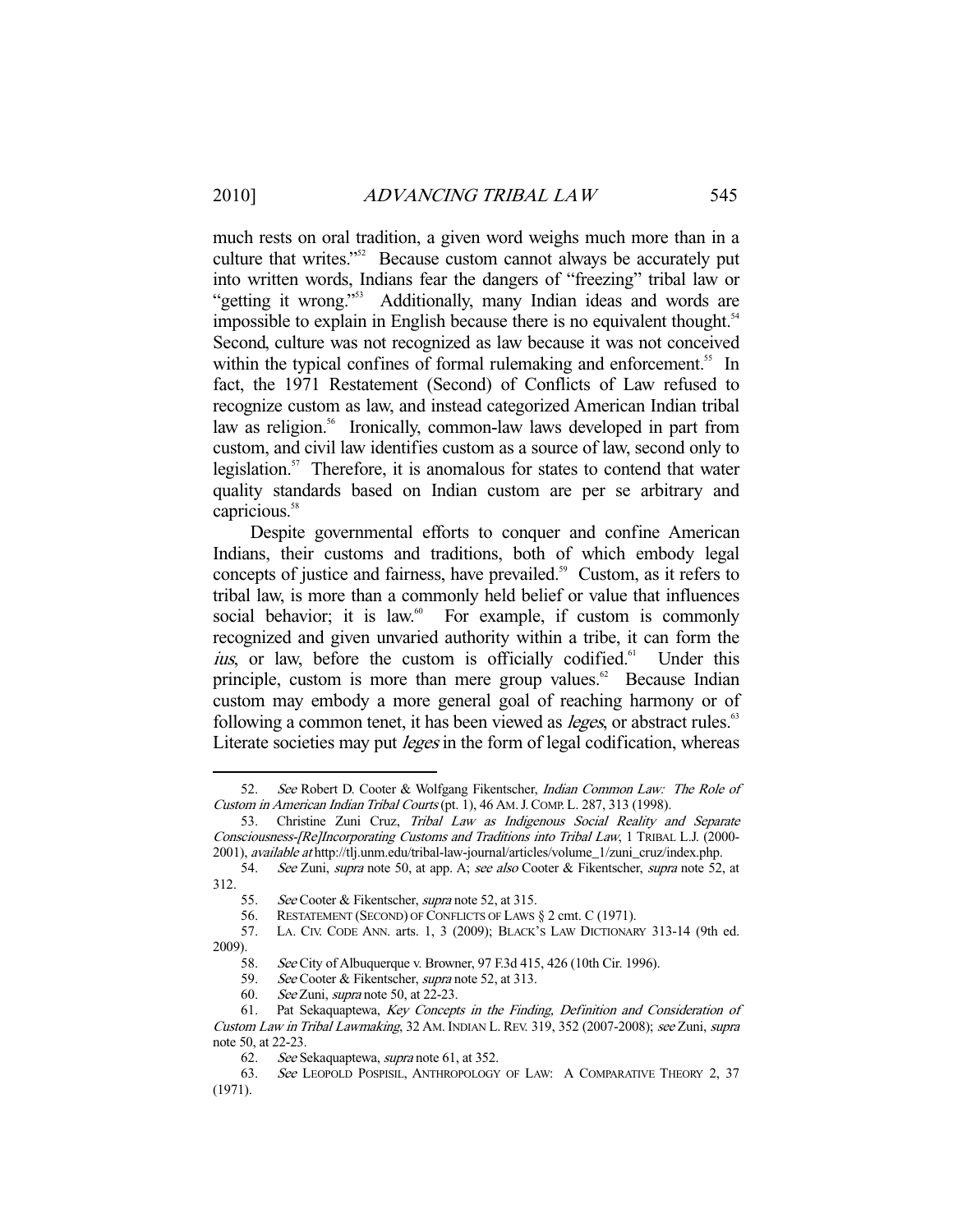much rests on oral tradition, a given word weighs much more than in a culture that writes."[52] Because custom cannot always be accurately put into written words, Indians fear the dangers of "freezing" tribal law or "getting it wrong."[53] Additionally, many Indian ideas and words are impossible to explain in English because there is no equivalent thought.[54] Second, culture was not recognized as law because it was not conceived within the typical confines of formal rulemaking and enforcement.[55] In fact, the 1971 Restatement (Second) of Conflicts of Law refused to recognize custom as law, and instead categorized American Indian tribal law as religion.[56] Ironically, common-law laws developed in part from custom, and civil law identifies custom as a source of law, second only to legislation.[57] Therefore, it is anomalous for states to contend that water quality standards based on Indian custom are per se arbitrary and capricious.[58]

Despite governmental efforts to conquer and confine American Indians, their customs and traditions, both of which embody legal concepts of justice and fairness, have prevailed.[59] Custom, as it refers to tribal law, is more than a commonly held belief or value that influences social behavior; it is law.[60] For example, if custom is commonly recognized and given unvaried authority within a tribe, it can form the *ius*, or law, before the custom is officially codified.[61] Under this principle, custom is more than mere group values.[62] Because Indian custom may embody a more general goal of reaching harmony or of following a common tenet, it has been viewed as *leges*, or abstract rules.[63] Literate societies may put *leges* in the form of legal codification, whereas

---

52. *See* Robert D. Cooter & Wolfgang Fikentscher, *Indian Common Law: The Role of Custom in American Indian Tribal Courts* (pt. 1), 46 AM. J. COMP. L. 287, 313 (1998).

53. Christine Zuni Cruz, *Tribal Law as Indigenous Social Reality and Separate Consciousness-[Re]Incorporating Customs and Traditions into Tribal Law*, 1 TRIBAL L.J. (2000-2001), *available at* http://tlj.unm.edu/tribal-law-journal/articles/volume_1/zuni_cruz/index.php.

54. *See* Zuni, *supra* note 50, at app. A; *see also* Cooter & Fikentscher, *supra* note 52, at 312.

55. *See* Cooter & Fikentscher, *supra* note 52, at 315.

56. RESTATEMENT (SECOND) OF CONFLICTS OF LAWS § 2 cmt. C (1971).

57. LA. CIV. CODE ANN. arts. 1, 3 (2009); BLACK'S LAW DICTIONARY 313-14 (9th ed. 2009).

58. *See* City of Albuquerque v. Browner, 97 F.3d 415, 426 (10th Cir. 1996).

59. *See* Cooter & Fikentscher, *supra* note 52, at 313.

60. *See* Zuni, *supra* note 50, at 22-23.

61. Pat Sekaquaptewa, *Key Concepts in the Finding, Definition and Consideration of Custom Law in Tribal Lawmaking*, 32 AM. INDIAN L. REV. 319, 352 (2007-2008); *see* Zuni, *supra* note 50, at 22-23.

62. *See* Sekaquaptewa, *supra* note 61, at 352.

63. *See* LEOPOLD POSPISIL, ANTHROPOLOGY OF LAW: A COMPARATIVE THEORY 2, 37 (1971).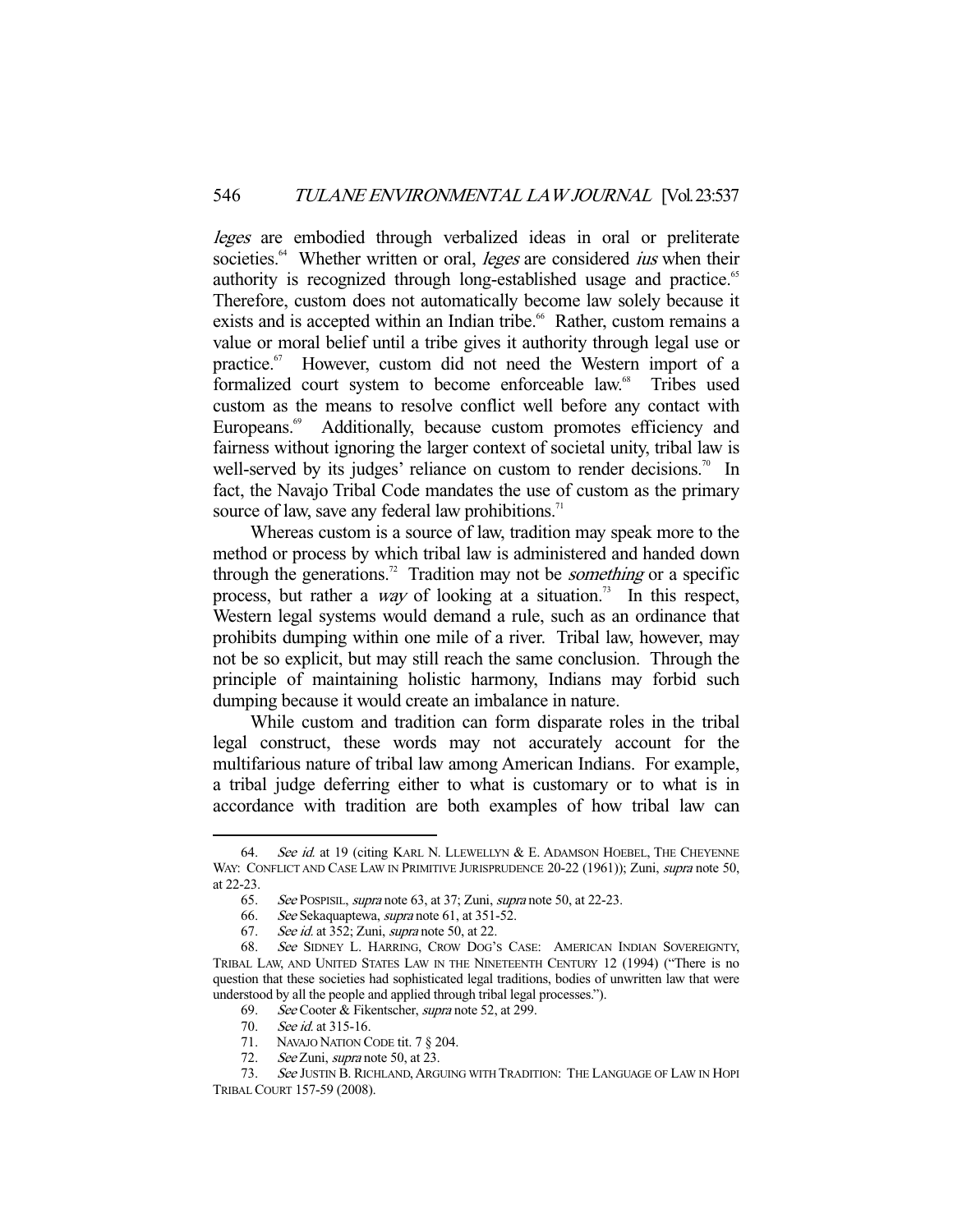*leges* are embodied through verbalized ideas in oral or preliterate societies.[64] Whether written or oral, *leges* are considered *ius* when their authority is recognized through long-established usage and practice.[65] Therefore, custom does not automatically become law solely because it exists and is accepted within an Indian tribe.[66] Rather, custom remains a value or moral belief until a tribe gives it authority through legal use or practice.[67] However, custom did not need the Western import of a formalized court system to become enforceable law.[68] Tribes used custom as the means to resolve conflict well before any contact with Europeans.[69] Additionally, because custom promotes efficiency and fairness without ignoring the larger context of societal unity, tribal law is well-served by its judges' reliance on custom to render decisions.[70] In fact, the Navajo Tribal Code mandates the use of custom as the primary source of law, save any federal law prohibitions.[71]

Whereas custom is a source of law, tradition may speak more to the method or process by which tribal law is administered and handed down through the generations.[72] Tradition may not be *something* or a specific process, but rather a *way* of looking at a situation.[73] In this respect, Western legal systems would demand a rule, such as an ordinance that prohibits dumping within one mile of a river. Tribal law, however, may not be so explicit, but may still reach the same conclusion. Through the principle of maintaining holistic harmony, Indians may forbid such dumping because it would create an imbalance in nature.

While custom and tradition can form disparate roles in the tribal legal construct, these words may not accurately account for the multifarious nature of tribal law among American Indians. For example, a tribal judge deferring either to what is customary or to what is in accordance with tradition are both examples of how tribal law can

---

64. *See id.* at 19 (citing KARL N. LLEWELLYN & E. ADAMSON HOEBEL, THE CHEYENNE WAY: CONFLICT AND CASE LAW IN PRIMITIVE JURISPRUDENCE 20-22 (1961)); Zuni, *supra* note 50, at 22-23.

65. *See* POSPISIL, *supra* note 63, at 37; Zuni, *supra* note 50, at 22-23.

66. *See* Sekaquaptewa, *supra* note 61, at 351-52.

67. *See id.* at 352; Zuni, *supra* note 50, at 22.

68. *See* SIDNEY L. HARRING, CROW DOG'S CASE: AMERICAN INDIAN SOVEREIGNTY, TRIBAL LAW, AND UNITED STATES LAW IN THE NINETEENTH CENTURY 12 (1994) ("There is no question that these societies had sophisticated legal traditions, bodies of unwritten law that were understood by all the people and applied through tribal legal processes.").

69. *See* Cooter & Fikentscher, *supra* note 52, at 299.

70. *See id.* at 315-16.

71. NAVAJO NATION CODE tit. 7 § 204.

72. *See* Zuni, *supra* note 50, at 23.

73. *See* JUSTIN B. RICHLAND, ARGUING WITH TRADITION: THE LANGUAGE OF LAW IN HOPI TRIBAL COURT 157-59 (2008).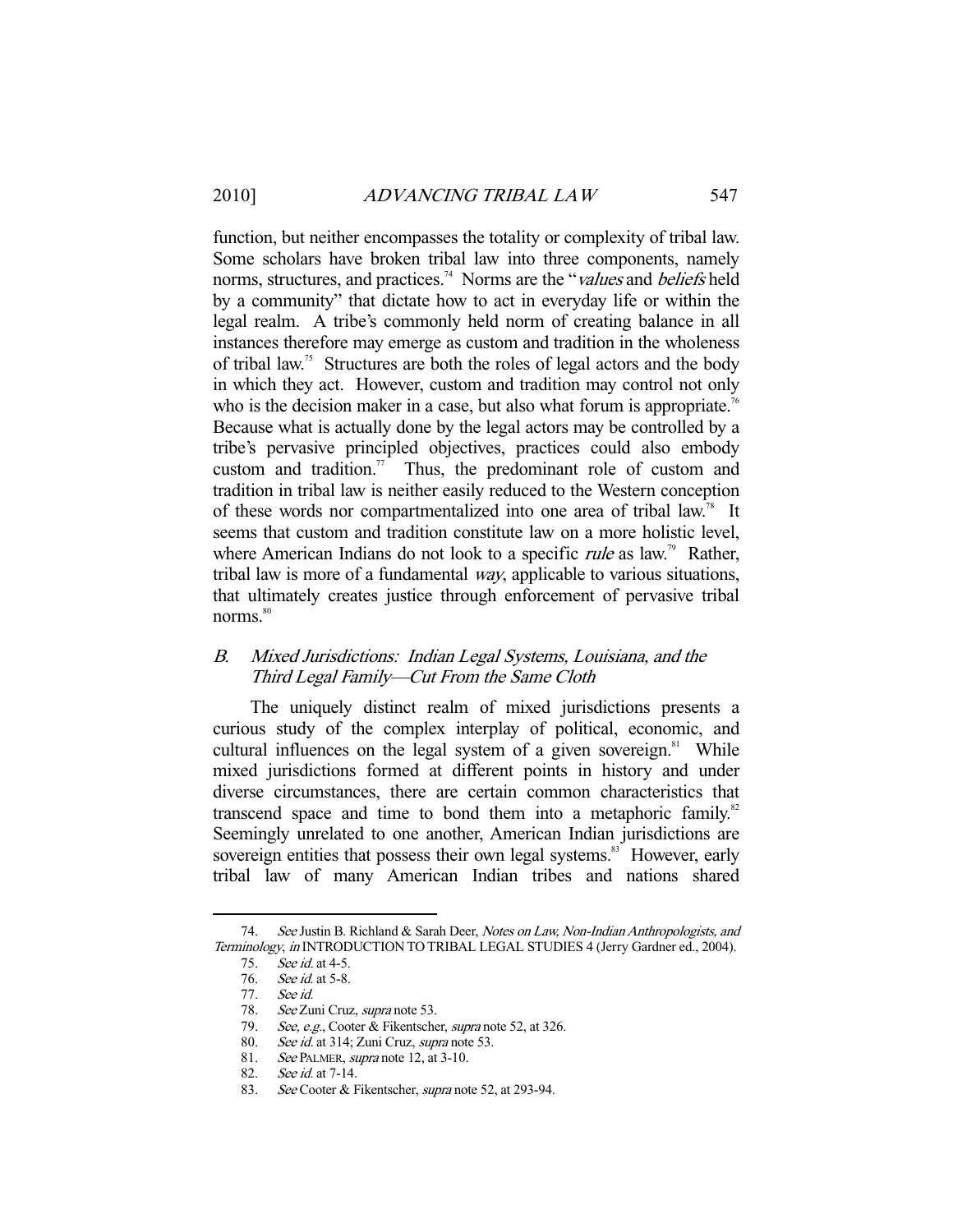function, but neither encompasses the totality or complexity of tribal law. Some scholars have broken tribal law into three components, namely norms, structures, and practices.[74] Norms are the "*values* and *beliefs* held by a community" that dictate how to act in everyday life or within the legal realm. A tribe's commonly held norm of creating balance in all instances therefore may emerge as custom and tradition in the wholeness of tribal law.[75] Structures are both the roles of legal actors and the body in which they act. However, custom and tradition may control not only who is the decision maker in a case, but also what forum is appropriate.[76] Because what is actually done by the legal actors may be controlled by a tribe's pervasive principled objectives, practices could also embody custom and tradition.[77] Thus, the predominant role of custom and tradition in tribal law is neither easily reduced to the Western conception of these words nor compartmentalized into one area of tribal law.[78] It seems that custom and tradition constitute law on a more holistic level, where American Indians do not look to a specific *rule* as law.[79] Rather, tribal law is more of a fundamental *way*, applicable to various situations, that ultimately creates justice through enforcement of pervasive tribal norms.[80]

### *B. Mixed Jurisdictions: Indian Legal Systems, Louisiana, and the Third Legal Family—Cut From the Same Cloth*

The uniquely distinct realm of mixed jurisdictions presents a curious study of the complex interplay of political, economic, and cultural influences on the legal system of a given sovereign.[81] While mixed jurisdictions formed at different points in history and under diverse circumstances, there are certain common characteristics that transcend space and time to bond them into a metaphoric family.[82] Seemingly unrelated to one another, American Indian jurisdictions are sovereign entities that possess their own legal systems.[83] However, early tribal law of many American Indian tribes and nations shared

---

74. *See* Justin B. Richland & Sarah Deer, *Notes on Law, Non-Indian Anthropologists, and Terminology*, *in* INTRODUCTION TO TRIBAL LEGAL STUDIES 4 (Jerry Gardner ed., 2004).

75. *See id.* at 4-5.

76. *See id.* at 5-8.

77. *See id.*

78. *See* Zuni Cruz, *supra* note 53.

79. *See, e.g.*, Cooter & Fikentscher, *supra* note 52, at 326.

80. *See id.* at 314; Zuni Cruz, *supra* note 53.

81. *See* PALMER, *supra* note 12, at 3-10.

82. *See id.* at 7-14.

83. *See* Cooter & Fikentscher, *supra* note 52, at 293-94.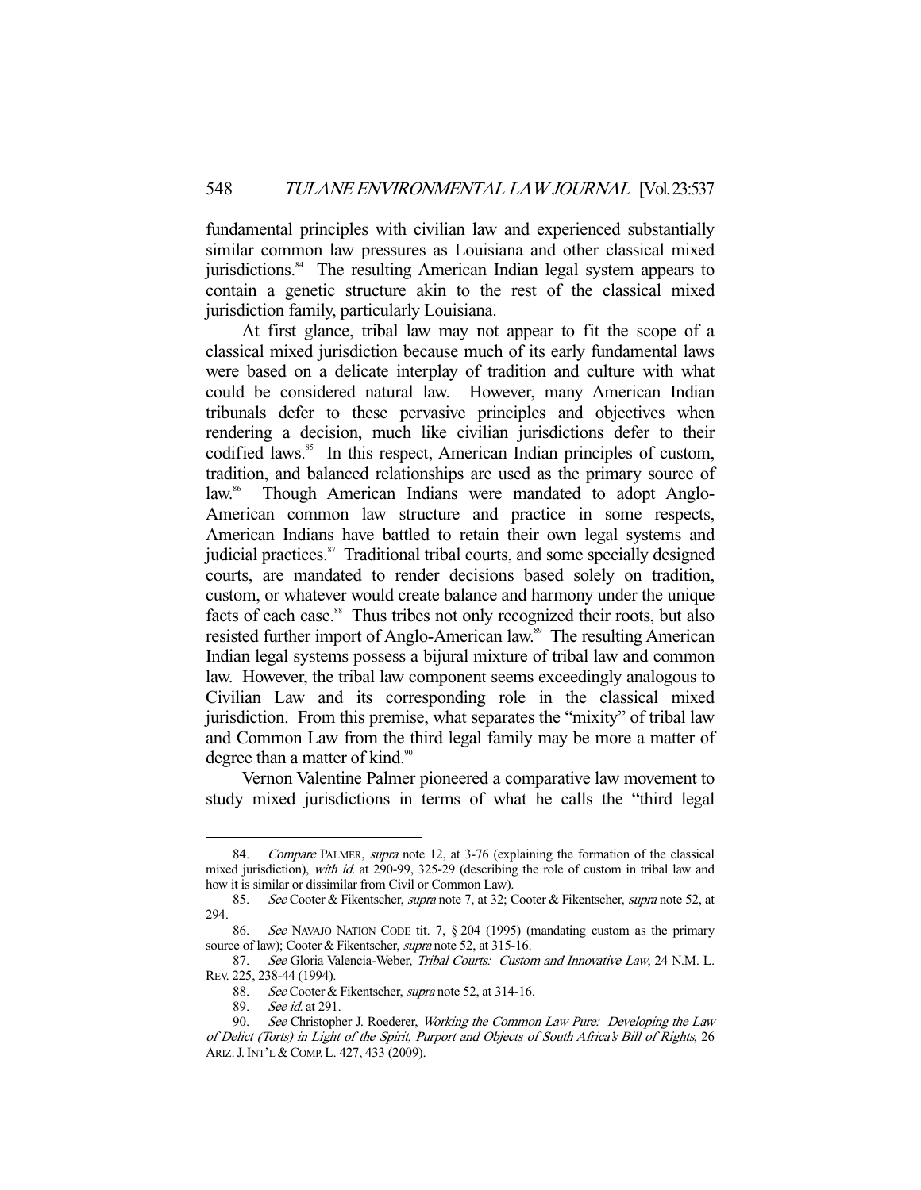fundamental principles with civilian law and experienced substantially similar common law pressures as Louisiana and other classical mixed jurisdictions.[84] The resulting American Indian legal system appears to contain a genetic structure akin to the rest of the classical mixed jurisdiction family, particularly Louisiana.

At first glance, tribal law may not appear to fit the scope of a classical mixed jurisdiction because much of its early fundamental laws were based on a delicate interplay of tradition and culture with what could be considered natural law. However, many American Indian tribunals defer to these pervasive principles and objectives when rendering a decision, much like civilian jurisdictions defer to their codified laws.[85] In this respect, American Indian principles of custom, tradition, and balanced relationships are used as the primary source of law.[86] Though American Indians were mandated to adopt Anglo-American common law structure and practice in some respects, American Indians have battled to retain their own legal systems and judicial practices.[87] Traditional tribal courts, and some specially designed courts, are mandated to render decisions based solely on tradition, custom, or whatever would create balance and harmony under the unique facts of each case.[88] Thus tribes not only recognized their roots, but also resisted further import of Anglo-American law.[89] The resulting American Indian legal systems possess a bijural mixture of tribal law and common law. However, the tribal law component seems exceedingly analogous to Civilian Law and its corresponding role in the classical mixed jurisdiction. From this premise, what separates the "mixity" of tribal law and Common Law from the third legal family may be more a matter of degree than a matter of kind.[90]

Vernon Valentine Palmer pioneered a comparative law movement to study mixed jurisdictions in terms of what he calls the "third legal

---

84. *Compare* PALMER, *supra* note 12, at 3-76 (explaining the formation of the classical mixed jurisdiction), *with id.* at 290-99, 325-29 (describing the role of custom in tribal law and how it is similar or dissimilar from Civil or Common Law).

85. *See* Cooter & Fikentscher, *supra* note 7, at 32; Cooter & Fikentscher, *supra* note 52, at 294.

86. *See* NAVAJO NATION CODE tit. 7, § 204 (1995) (mandating custom as the primary source of law); Cooter & Fikentscher, *supra* note 52, at 315-16.

87. *See* Gloria Valencia-Weber, *Tribal Courts: Custom and Innovative Law*, 24 N.M. L. REV. 225, 238-44 (1994).

88. *See* Cooter & Fikentscher, *supra* note 52, at 314-16.

89. *See id.* at 291.

90. *See* Christopher J. Roederer, *Working the Common Law Pure: Developing the Law of Delict (Torts) in Light of the Spirit, Purport and Objects of South Africa's Bill of Rights*, 26 ARIZ. J. INT'L & COMP. L. 427, 433 (2009).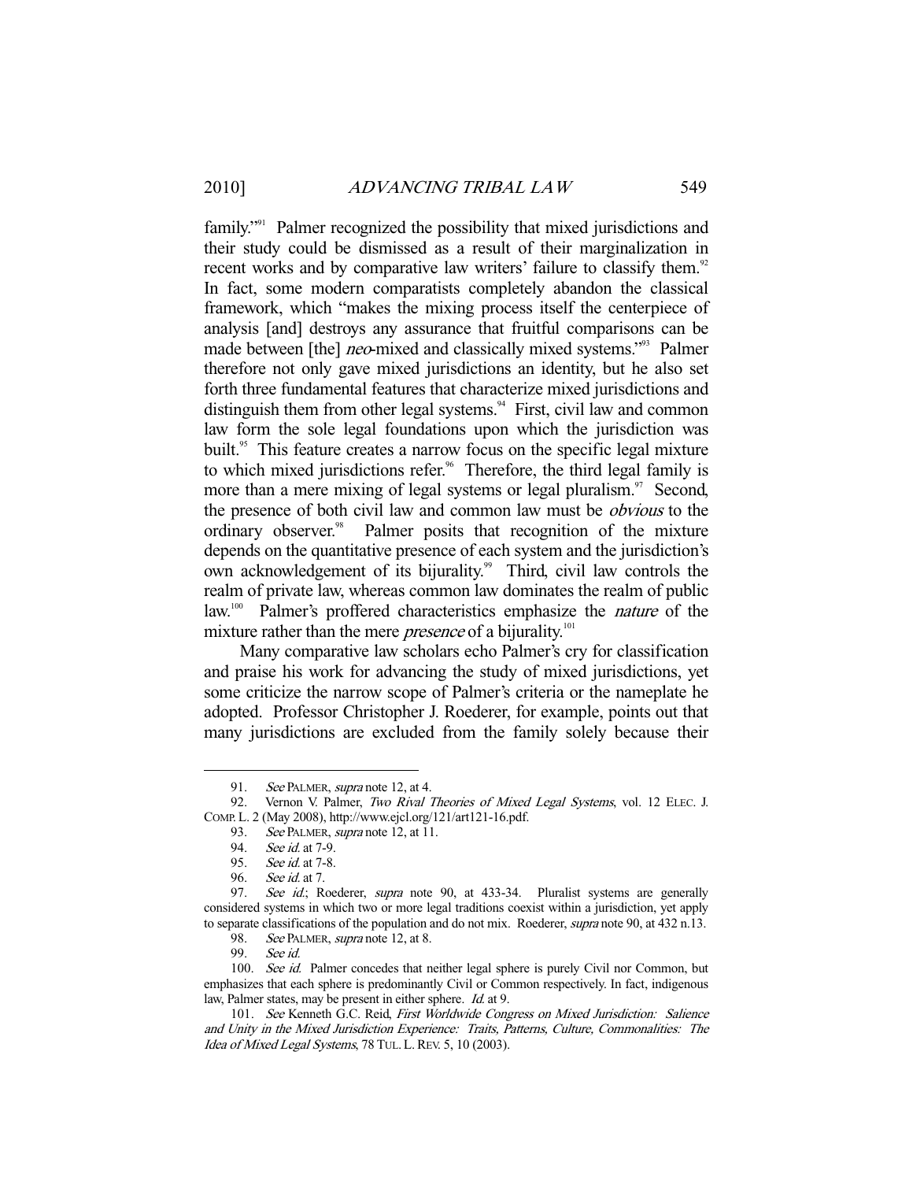family."[91] Palmer recognized the possibility that mixed jurisdictions and their study could be dismissed as a result of their marginalization in recent works and by comparative law writers' failure to classify them.[92] In fact, some modern comparatists completely abandon the classical framework, which "makes the mixing process itself the centerpiece of analysis [and] destroys any assurance that fruitful comparisons can be made between [the] *neo*-mixed and classically mixed systems."[93] Palmer therefore not only gave mixed jurisdictions an identity, but he also set forth three fundamental features that characterize mixed jurisdictions and distinguish them from other legal systems.[94] First, civil law and common law form the sole legal foundations upon which the jurisdiction was built.[95] This feature creates a narrow focus on the specific legal mixture to which mixed jurisdictions refer.[96] Therefore, the third legal family is more than a mere mixing of legal systems or legal pluralism.[97] Second, the presence of both civil law and common law must be *obvious* to the ordinary observer.[98] Palmer posits that recognition of the mixture depends on the quantitative presence of each system and the jurisdiction's own acknowledgement of its bijurality.[99] Third, civil law controls the realm of private law, whereas common law dominates the realm of public law.[100] Palmer's proffered characteristics emphasize the *nature* of the mixture rather than the mere *presence* of a bijurality.[101]

Many comparative law scholars echo Palmer's cry for classification and praise his work for advancing the study of mixed jurisdictions, yet some criticize the narrow scope of Palmer's criteria or the nameplate he adopted. Professor Christopher J. Roederer, for example, points out that many jurisdictions are excluded from the family solely because their

---

91. *See* PALMER, *supra* note 12, at 4.

92. Vernon V. Palmer, *Two Rival Theories of Mixed Legal Systems*, vol. 12 ELEC. J. COMP. L. 2 (May 2008), http://www.ejcl.org/121/art121-16.pdf.

93. *See* PALMER, *supra* note 12, at 11.

94. *See id.* at 7-9.

95. *See id.* at 7-8.

96. *See id.* at 7.

97. *See id.*; Roederer, *supra* note 90, at 433-34. Pluralist systems are generally considered systems in which two or more legal traditions coexist within a jurisdiction, yet apply to separate classifications of the population and do not mix. Roederer, *supra* note 90, at 432 n.13.

98. *See* PALMER, *supra* note 12, at 8.

99. *See id.*

100. *See id.* Palmer concedes that neither legal sphere is purely Civil nor Common, but emphasizes that each sphere is predominantly Civil or Common respectively. In fact, indigenous law, Palmer states, may be present in either sphere. *Id.* at 9.

101. *See* Kenneth G.C. Reid, *First Worldwide Congress on Mixed Jurisdiction: Salience and Unity in the Mixed Jurisdiction Experience: Traits, Patterns, Culture, Commonalities: The Idea of Mixed Legal Systems*, 78 TUL. L. REV. 5, 10 (2003).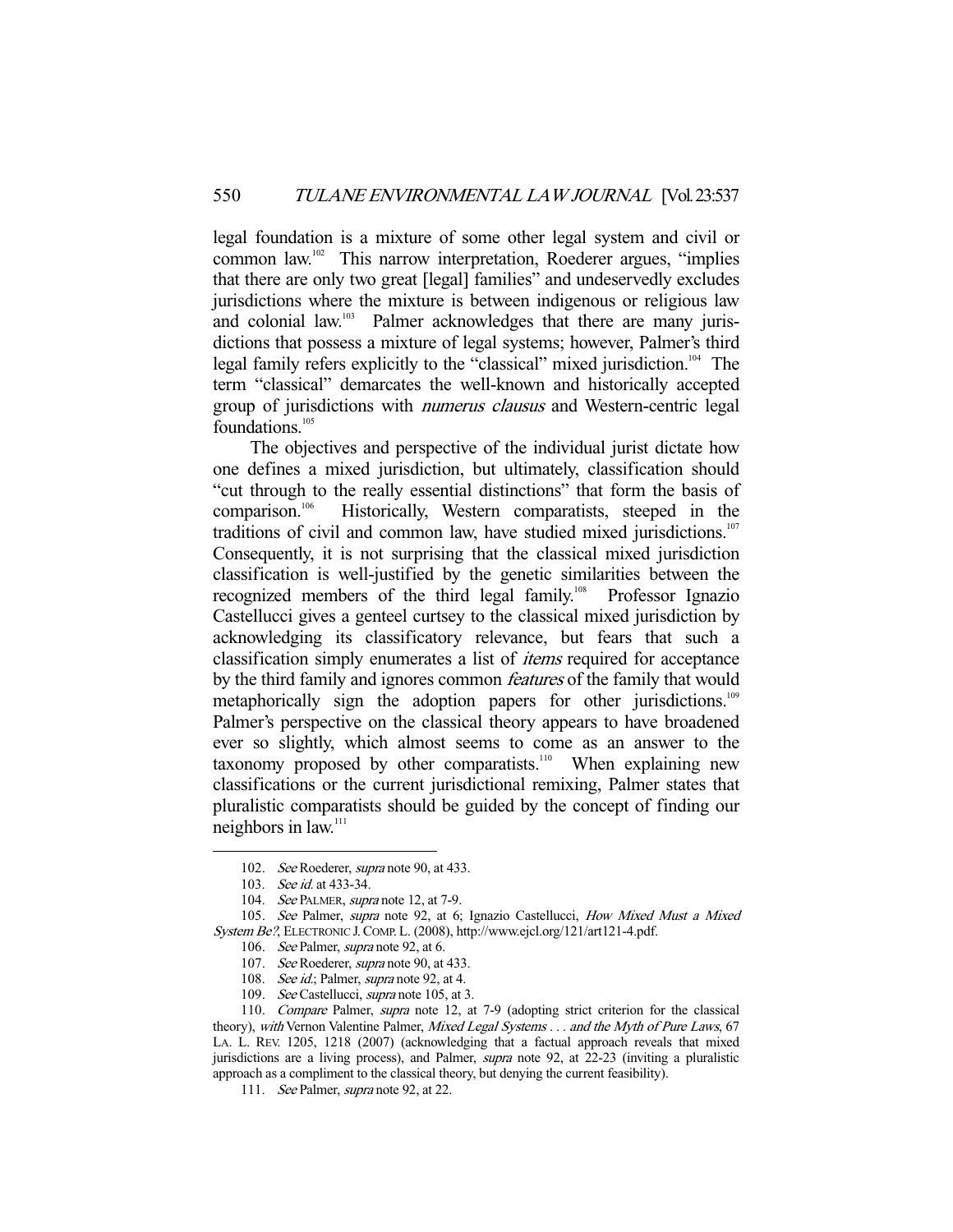legal foundation is a mixture of some other legal system and civil or common law.[102] This narrow interpretation, Roederer argues, "implies that there are only two great [legal] families" and undeservedly excludes jurisdictions where the mixture is between indigenous or religious law and colonial law.[103] Palmer acknowledges that there are many jurisdictions that possess a mixture of legal systems; however, Palmer's third legal family refers explicitly to the "classical" mixed jurisdiction.[104] The term "classical" demarcates the well-known and historically accepted group of jurisdictions with *numerus clausus* and Western-centric legal foundations.[105]

The objectives and perspective of the individual jurist dictate how one defines a mixed jurisdiction, but ultimately, classification should "cut through to the really essential distinctions" that form the basis of comparison.[106] Historically, Western comparatists, steeped in the traditions of civil and common law, have studied mixed jurisdictions.[107] Consequently, it is not surprising that the classical mixed jurisdiction classification is well-justified by the genetic similarities between the recognized members of the third legal family.[108] Professor Ignazio Castellucci gives a genteel curtsey to the classical mixed jurisdiction by acknowledging its classificatory relevance, but fears that such a classification simply enumerates a list of *items* required for acceptance by the third family and ignores common *features* of the family that would metaphorically sign the adoption papers for other jurisdictions.[109] Palmer's perspective on the classical theory appears to have broadened ever so slightly, which almost seems to come as an answer to the taxonomy proposed by other comparatists.[110] When explaining new classifications or the current jurisdictional remixing, Palmer states that pluralistic comparatists should be guided by the concept of finding our neighbors in law.[111]

---

102. *See* Roederer, *supra* note 90, at 433.

103. *See id.* at 433-34.

104. *See* PALMER, *supra* note 12, at 7-9.

105. *See* Palmer, *supra* note 92, at 6; Ignazio Castellucci, *How Mixed Must a Mixed System Be?*, ELECTRONIC J. COMP. L. (2008), http://www.ejcl.org/121/art121-4.pdf.

106. *See* Palmer, *supra* note 92, at 6.

107. *See* Roederer, *supra* note 90, at 433.

108. *See id.*; Palmer, *supra* note 92, at 4.

109. *See* Castellucci, *supra* note 105, at 3.

110. *Compare* Palmer, *supra* note 12, at 7-9 (adopting strict criterion for the classical theory), *with* Vernon Valentine Palmer, *Mixed Legal Systems . . . and the Myth of Pure Laws*, 67 LA. L. REV. 1205, 1218 (2007) (acknowledging that a factual approach reveals that mixed jurisdictions are a living process), and Palmer, *supra* note 92, at 22-23 (inviting a pluralistic approach as a compliment to the classical theory, but denying the current feasibility).

111. *See* Palmer, *supra* note 92, at 22.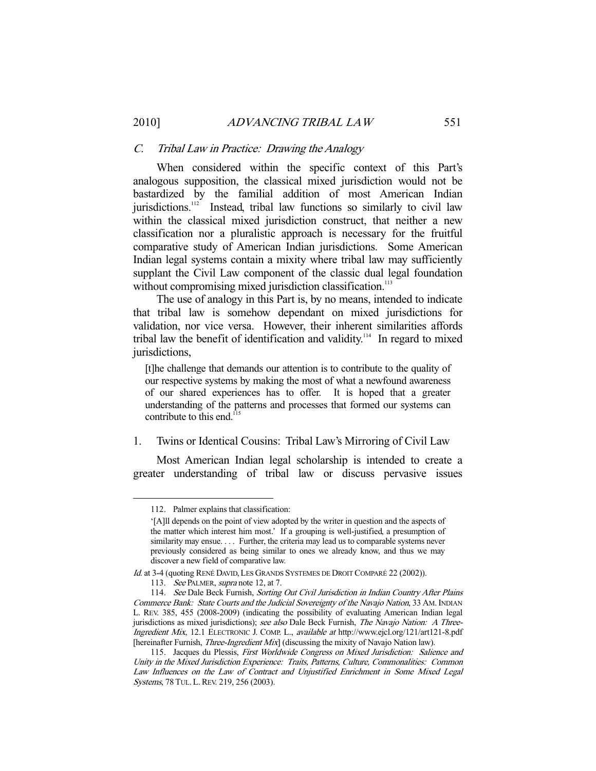### *C. Tribal Law in Practice: Drawing the Analogy*

When considered within the specific context of this Part's analogous supposition, the classical mixed jurisdiction would not be bastardized by the familial addition of most American Indian jurisdictions.[112] Instead, tribal law functions so similarly to civil law within the classical mixed jurisdiction construct, that neither a new classification nor a pluralistic approach is necessary for the fruitful comparative study of American Indian jurisdictions. Some American Indian legal systems contain a mixity where tribal law may sufficiently supplant the Civil Law component of the classic dual legal foundation without compromising mixed jurisdiction classification.[113]

The use of analogy in this Part is, by no means, intended to indicate that tribal law is somehow dependant on mixed jurisdictions for validation, nor vice versa. However, their inherent similarities affords tribal law the benefit of identification and validity.[114] In regard to mixed jurisdictions,

> [t]he challenge that demands our attention is to contribute to the quality of our respective systems by making the most of what a newfound awareness of our shared experiences has to offer. It is hoped that a greater understanding of the patterns and processes that formed our systems can contribute to this end.[115]

#### 1. Twins or Identical Cousins: Tribal Law's Mirroring of Civil Law

Most American Indian legal scholarship is intended to create a greater understanding of tribal law or discuss pervasive issues

---

112. Palmer explains that classification:

> '[A]ll depends on the point of view adopted by the writer in question and the aspects of the matter which interest him most.' If a grouping is well-justified, a presumption of similarity may ensue. . . . Further, the criteria may lead us to comparable systems never previously considered as being similar to ones we already know, and thus we may discover a new field of comparative law.

*Id.* at 3-4 (quoting RENÉ DAVID, LES GRANDS SYSTEMES DE DROIT COMPARÉ 22 (2002)).

113. *See* PALMER, *supra* note 12, at 7.

114. *See* Dale Beck Furnish, *Sorting Out Civil Jurisdiction in Indian Country After Plains Commerce Bank: State Courts and the Judicial Sovereignty of the Navajo Nation*, 33 AM. INDIAN L. REV. 385, 455 (2008-2009) (indicating the possibility of evaluating American Indian legal jurisdictions as mixed jurisdictions); *see also* Dale Beck Furnish, *The Navajo Nation: A Three-Ingredient Mix*, 12.1 ELECTRONIC J. COMP. L., *available at* http://www.ejcl.org/121/art121-8.pdf [hereinafter Furnish, *Three-Ingredient Mix*] (discussing the mixity of Navajo Nation law).

115. Jacques du Plessis, *First Worldwide Congress on Mixed Jurisdiction: Salience and Unity in the Mixed Jurisdiction Experience: Traits, Patterns, Culture, Commonalities: Common Law Influences on the Law of Contract and Unjustified Enrichment in Some Mixed Legal Systems*, 78 TUL. L. REV. 219, 256 (2003).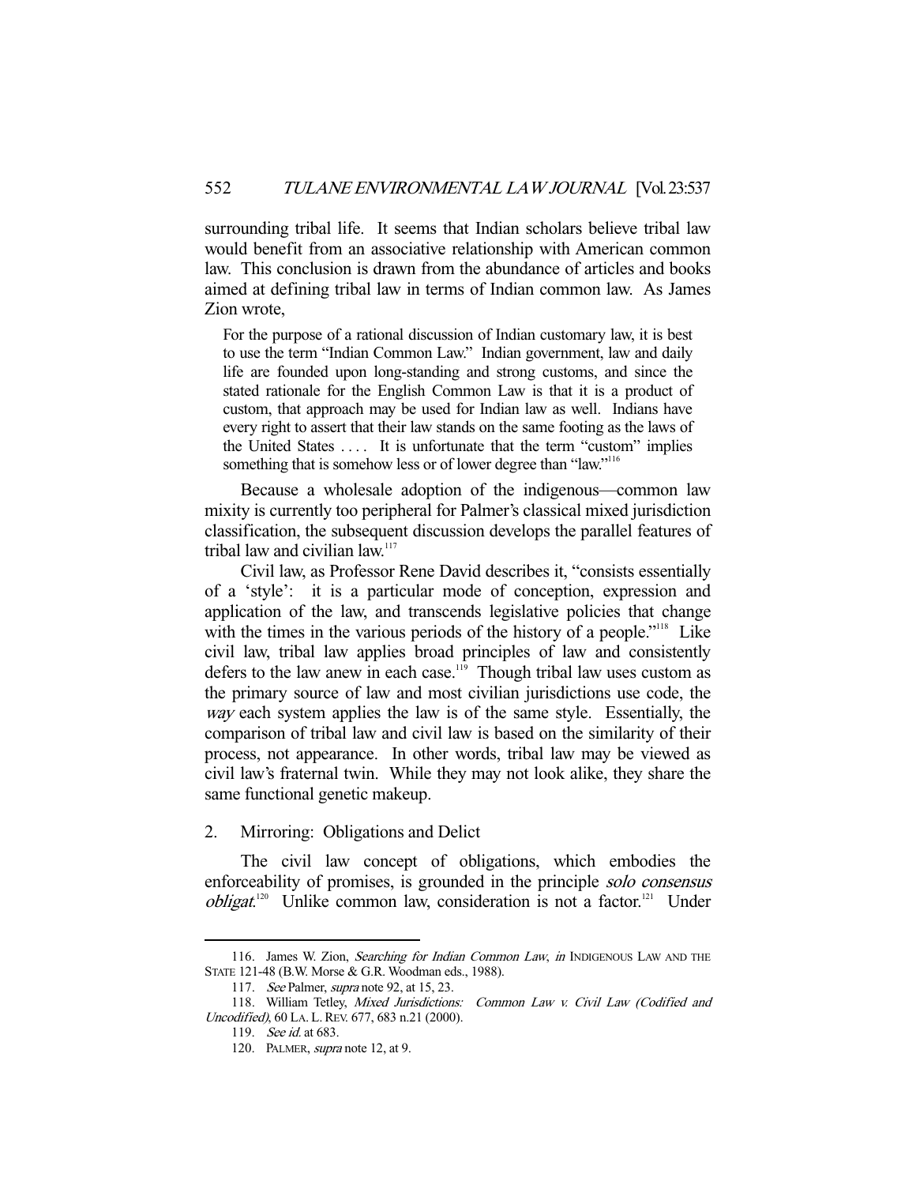surrounding tribal life. It seems that Indian scholars believe tribal law would benefit from an associative relationship with American common law. This conclusion is drawn from the abundance of articles and books aimed at defining tribal law in terms of Indian common law. As James Zion wrote,

> For the purpose of a rational discussion of Indian customary law, it is best to use the term "Indian Common Law." Indian government, law and daily life are founded upon long-standing and strong customs, and since the stated rationale for the English Common Law is that it is a product of custom, that approach may be used for Indian law as well. Indians have every right to assert that their law stands on the same footing as the laws of the United States . . . . It is unfortunate that the term "custom" implies something that is somehow less or of lower degree than "law."[116]

Because a wholesale adoption of the indigenous—common law mixity is currently too peripheral for Palmer's classical mixed jurisdiction classification, the subsequent discussion develops the parallel features of tribal law and civilian law.[117]

Civil law, as Professor Rene David describes it, "consists essentially of a 'style': it is a particular mode of conception, expression and application of the law, and transcends legislative policies that change with the times in the various periods of the history of a people."[118] Like civil law, tribal law applies broad principles of law and consistently defers to the law anew in each case.[119] Though tribal law uses custom as the primary source of law and most civilian jurisdictions use code, the *way* each system applies the law is of the same style. Essentially, the comparison of tribal law and civil law is based on the similarity of their process, not appearance. In other words, tribal law may be viewed as civil law's fraternal twin. While they may not look alike, they share the same functional genetic makeup.

## 2. Mirroring: Obligations and Delict

The civil law concept of obligations, which embodies the enforceability of promises, is grounded in the principle *solo consensus obligat*.[120] Unlike common law, consideration is not a factor.[121] Under

---

116. James W. Zion, *Searching for Indian Common Law*, *in* INDIGENOUS LAW AND THE STATE 121-48 (B.W. Morse & G.R. Woodman eds., 1988).

117. *See* Palmer, *supra* note 92, at 15, 23.

118. William Tetley, *Mixed Jurisdictions: Common Law v. Civil Law (Codified and Uncodified)*, 60 LA. L. REV. 677, 683 n.21 (2000).

119. *See id.* at 683.

120. PALMER, *supra* note 12, at 9.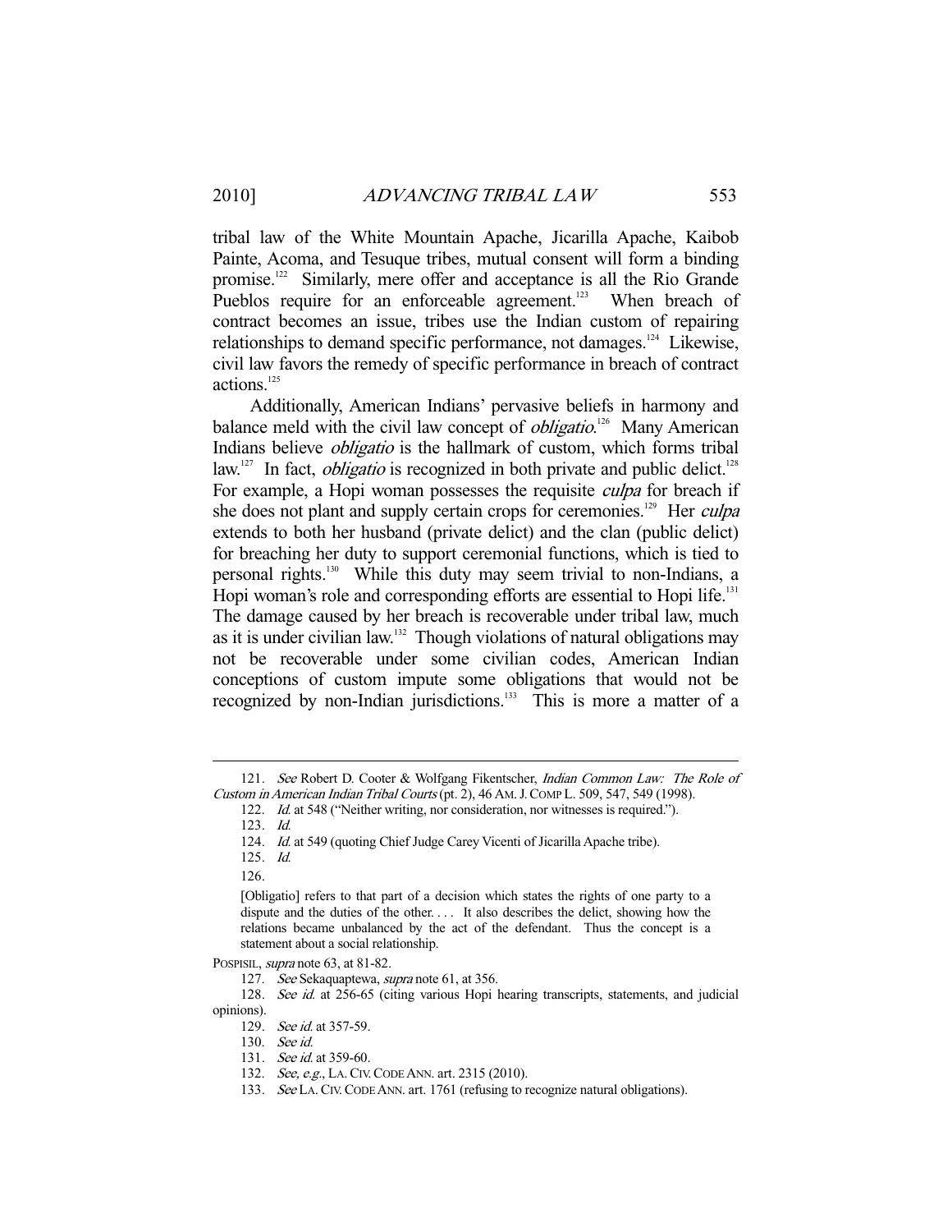tribal law of the White Mountain Apache, Jicarilla Apache, Kaibob Painte, Acoma, and Tesuque tribes, mutual consent will form a binding promise.[122] Similarly, mere offer and acceptance is all the Rio Grande Pueblos require for an enforceable agreement.[123] When breach of contract becomes an issue, tribes use the Indian custom of repairing relationships to demand specific performance, not damages.[124] Likewise, civil law favors the remedy of specific performance in breach of contract actions.[125]

Additionally, American Indians' pervasive beliefs in harmony and balance meld with the civil law concept of *obligatio*.[126] Many American Indians believe *obligatio* is the hallmark of custom, which forms tribal law.[127] In fact, *obligatio* is recognized in both private and public delict.[128] For example, a Hopi woman possesses the requisite *culpa* for breach if she does not plant and supply certain crops for ceremonies.[129] Her *culpa* extends to both her husband (private delict) and the clan (public delict) for breaching her duty to support ceremonial functions, which is tied to personal rights.[130] While this duty may seem trivial to non-Indians, a Hopi woman's role and corresponding efforts are essential to Hopi life.[131] The damage caused by her breach is recoverable under tribal law, much as it is under civilian law.[132] Though violations of natural obligations may not be recoverable under some civilian codes, American Indian conceptions of custom impute some obligations that would not be recognized by non-Indian jurisdictions.[133] This is more a matter of a

---

121. *See* Robert D. Cooter & Wolfgang Fikentscher, *Indian Common Law: The Role of Custom in American Indian Tribal Courts* (pt. 2), 46 AM. J. COMP L. 509, 547, 549 (1998).

122. *Id.* at 548 ("Neither writing, nor consideration, nor witnesses is required.").

123. *Id.*

124. *Id.* at 549 (quoting Chief Judge Carey Vicenti of Jicarilla Apache tribe).

125. *Id.*

126.

> [Obligatio] refers to that part of a decision which states the rights of one party to a dispute and the duties of the other. . . . It also describes the delict, showing how the relations became unbalanced by the act of the defendant. Thus the concept is a statement about a social relationship.

POSPISIL, *supra* note 63, at 81-82.

127. *See* Sekaquaptewa, *supra* note 61, at 356.

128. *See id.* at 256-65 (citing various Hopi hearing transcripts, statements, and judicial opinions).

129. *See id.* at 357-59.

130. *See id.*

131. *See id.* at 359-60.

132. *See, e.g.*, LA. CIV. CODE ANN. art. 2315 (2010).

133. *See* LA. CIV. CODE ANN. art. 1761 (refusing to recognize natural obligations).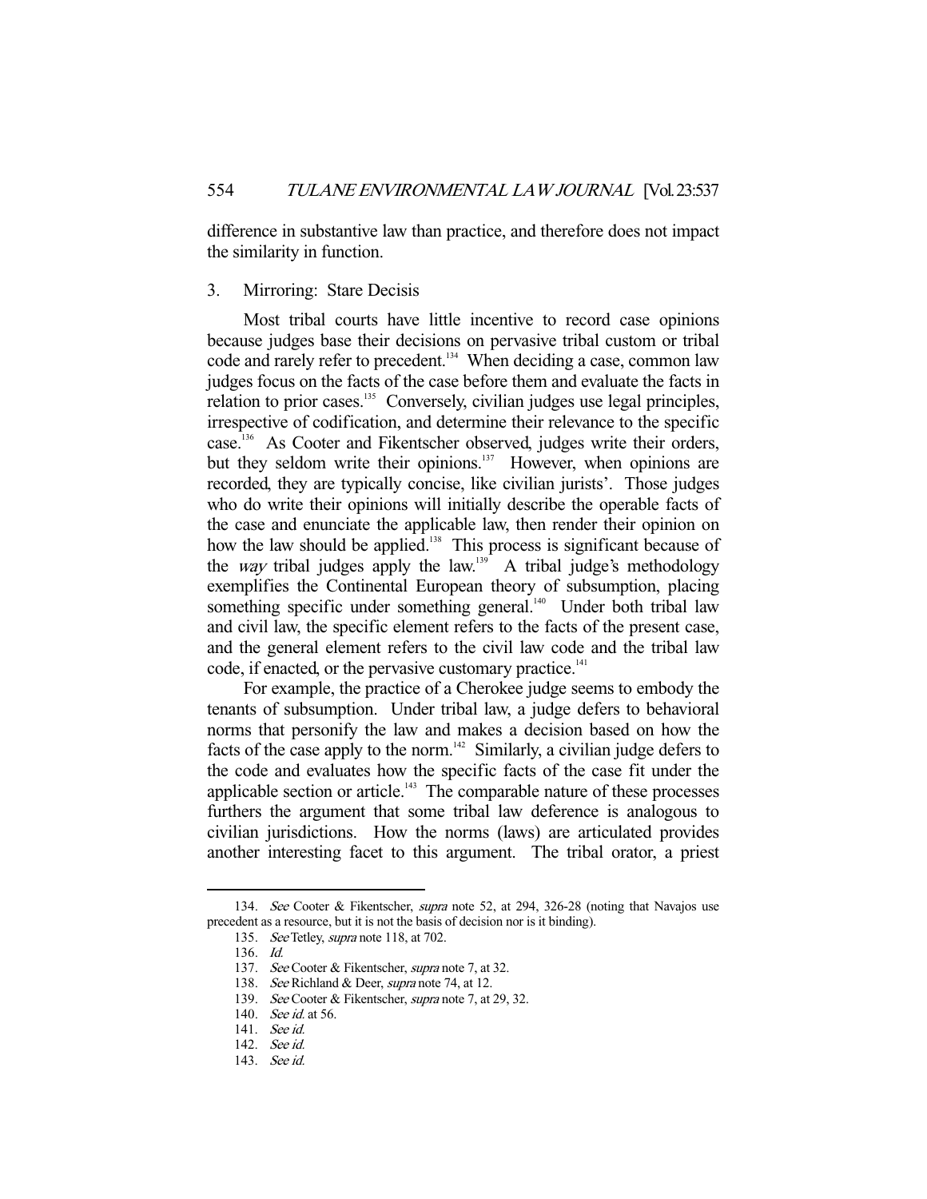difference in substantive law than practice, and therefore does not impact the similarity in function.

### 3. Mirroring: Stare Decisis

Most tribal courts have little incentive to record case opinions because judges base their decisions on pervasive tribal custom or tribal code and rarely refer to precedent.[134] When deciding a case, common law judges focus on the facts of the case before them and evaluate the facts in relation to prior cases.[135] Conversely, civilian judges use legal principles, irrespective of codification, and determine their relevance to the specific case.[136] As Cooter and Fikentscher observed, judges write their orders, but they seldom write their opinions.[137] However, when opinions are recorded, they are typically concise, like civilian jurists'. Those judges who do write their opinions will initially describe the operable facts of the case and enunciate the applicable law, then render their opinion on how the law should be applied.[138] This process is significant because of the *way* tribal judges apply the law.[139] A tribal judge's methodology exemplifies the Continental European theory of subsumption, placing something specific under something general.[140] Under both tribal law and civil law, the specific element refers to the facts of the present case, and the general element refers to the civil law code and the tribal law code, if enacted, or the pervasive customary practice.[141]

For example, the practice of a Cherokee judge seems to embody the tenants of subsumption. Under tribal law, a judge defers to behavioral norms that personify the law and makes a decision based on how the facts of the case apply to the norm.[142] Similarly, a civilian judge defers to the code and evaluates how the specific facts of the case fit under the applicable section or article.[143] The comparable nature of these processes furthers the argument that some tribal law deference is analogous to civilian jurisdictions. How the norms (laws) are articulated provides another interesting facet to this argument. The tribal orator, a priest

---

134. *See* Cooter & Fikentscher, *supra* note 52, at 294, 326-28 (noting that Navajos use precedent as a resource, but it is not the basis of decision nor is it binding).

135. *See* Tetley, *supra* note 118, at 702.

136. *Id.*

137. *See* Cooter & Fikentscher, *supra* note 7, at 32.

138. *See* Richland & Deer, *supra* note 74, at 12.

139. *See* Cooter & Fikentscher, *supra* note 7, at 29, 32.

140. *See id.* at 56.

141. *See id.*

142. *See id.*

143. *See id.*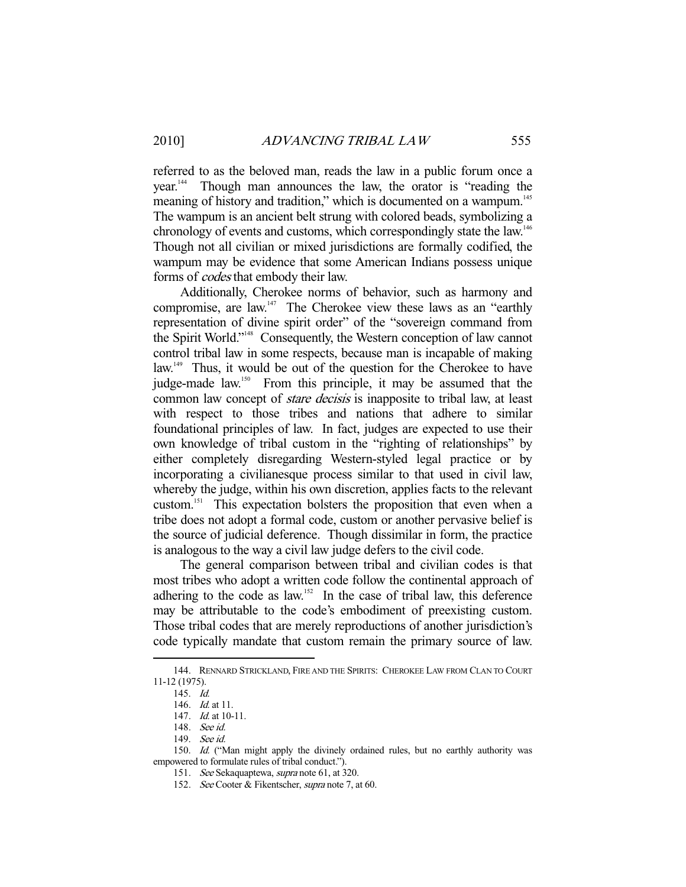referred to as the beloved man, reads the law in a public forum once a year.[144] Though man announces the law, the orator is "reading the meaning of history and tradition," which is documented on a wampum.[145] The wampum is an ancient belt strung with colored beads, symbolizing a chronology of events and customs, which correspondingly state the law.[146] Though not all civilian or mixed jurisdictions are formally codified, the wampum may be evidence that some American Indians possess unique forms of *codes* that embody their law.

Additionally, Cherokee norms of behavior, such as harmony and compromise, are law.[147] The Cherokee view these laws as an "earthly representation of divine spirit order" of the "sovereign command from the Spirit World."[148] Consequently, the Western conception of law cannot control tribal law in some respects, because man is incapable of making law.[149] Thus, it would be out of the question for the Cherokee to have judge-made law.[150] From this principle, it may be assumed that the common law concept of *stare decisis* is inapposite to tribal law, at least with respect to those tribes and nations that adhere to similar foundational principles of law. In fact, judges are expected to use their own knowledge of tribal custom in the "righting of relationships" by either completely disregarding Western-styled legal practice or by incorporating a civilianesque process similar to that used in civil law, whereby the judge, within his own discretion, applies facts to the relevant custom.[151] This expectation bolsters the proposition that even when a tribe does not adopt a formal code, custom or another pervasive belief is the source of judicial deference. Though dissimilar in form, the practice is analogous to the way a civil law judge defers to the civil code.

The general comparison between tribal and civilian codes is that most tribes who adopt a written code follow the continental approach of adhering to the code as law.[152] In the case of tribal law, this deference may be attributable to the code's embodiment of preexisting custom. Those tribal codes that are merely reproductions of another jurisdiction's code typically mandate that custom remain the primary source of law.

---

144. RENNARD STRICKLAND, FIRE AND THE SPIRITS: CHEROKEE LAW FROM CLAN TO COURT 11-12 (1975).

145. *Id.*

146. *Id.* at 11.

147. *Id.* at 10-11.

148. *See id.*

149. *See id.*

150. *Id.* ("Man might apply the divinely ordained rules, but no earthly authority was empowered to formulate rules of tribal conduct.").

151. *See* Sekaquaptewa, *supra* note 61, at 320.

152. *See* Cooter & Fikentscher, *supra* note 7, at 60.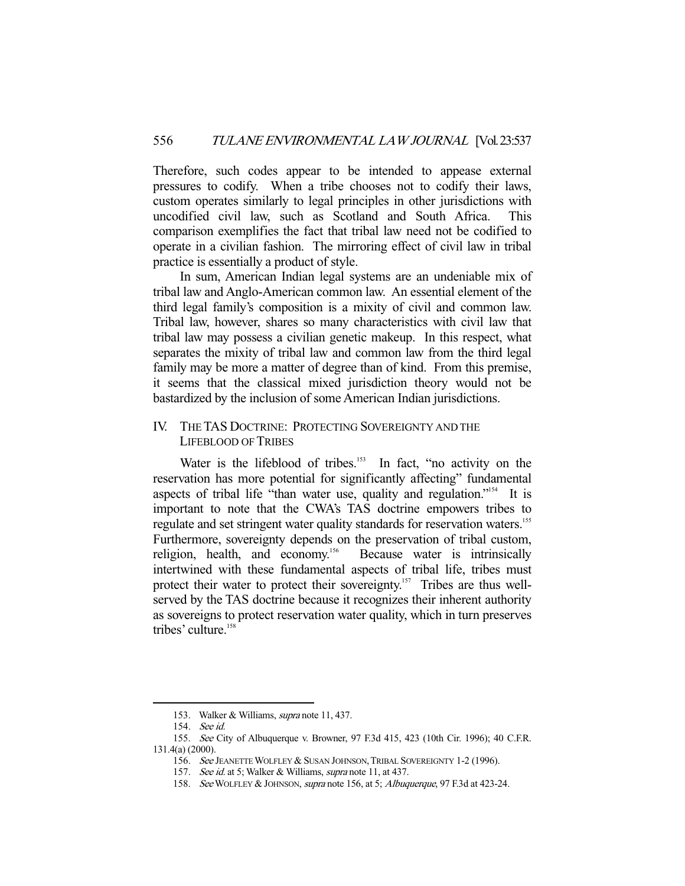Therefore, such codes appear to be intended to appease external pressures to codify. When a tribe chooses not to codify their laws, custom operates similarly to legal principles in other jurisdictions with uncodified civil law, such as Scotland and South Africa. This comparison exemplifies the fact that tribal law need not be codified to operate in a civilian fashion. The mirroring effect of civil law in tribal practice is essentially a product of style.

In sum, American Indian legal systems are an undeniable mix of tribal law and Anglo-American common law. An essential element of the third legal family's composition is a mixity of civil and common law. Tribal law, however, shares so many characteristics with civil law that tribal law may possess a civilian genetic makeup. In this respect, what separates the mixity of tribal law and common law from the third legal family may be more a matter of degree than of kind. From this premise, it seems that the classical mixed jurisdiction theory would not be bastardized by the inclusion of some American Indian jurisdictions.

## IV. THE TAS DOCTRINE: PROTECTING SOVEREIGNTY AND THE LIFEBLOOD OF TRIBES

Water is the lifeblood of tribes.[153] In fact, "no activity on the reservation has more potential for significantly affecting" fundamental aspects of tribal life "than water use, quality and regulation."[154] It is important to note that the CWA's TAS doctrine empowers tribes to regulate and set stringent water quality standards for reservation waters.[155] Furthermore, sovereignty depends on the preservation of tribal custom, religion, health, and economy.[156] Because water is intrinsically intertwined with these fundamental aspects of tribal life, tribes must protect their water to protect their sovereignty.[157] Tribes are thus well-served by the TAS doctrine because it recognizes their inherent authority as sovereigns to protect reservation water quality, which in turn preserves tribes' culture.[158]

---

153. Walker & Williams, *supra* note 11, 437.

154. *See id.*

155. *See* City of Albuquerque v. Browner, 97 F.3d 415, 423 (10th Cir. 1996); 40 C.F.R. 131.4(a) (2000).

156. *See* JEANETTE WOLFLEY & SUSAN JOHNSON, TRIBAL SOVEREIGNTY 1-2 (1996).

157. *See id.* at 5; Walker & Williams, *supra* note 11, at 437.

158. *See* WOLFLEY & JOHNSON, *supra* note 156, at 5; *Albuquerque*, 97 F.3d at 423-24.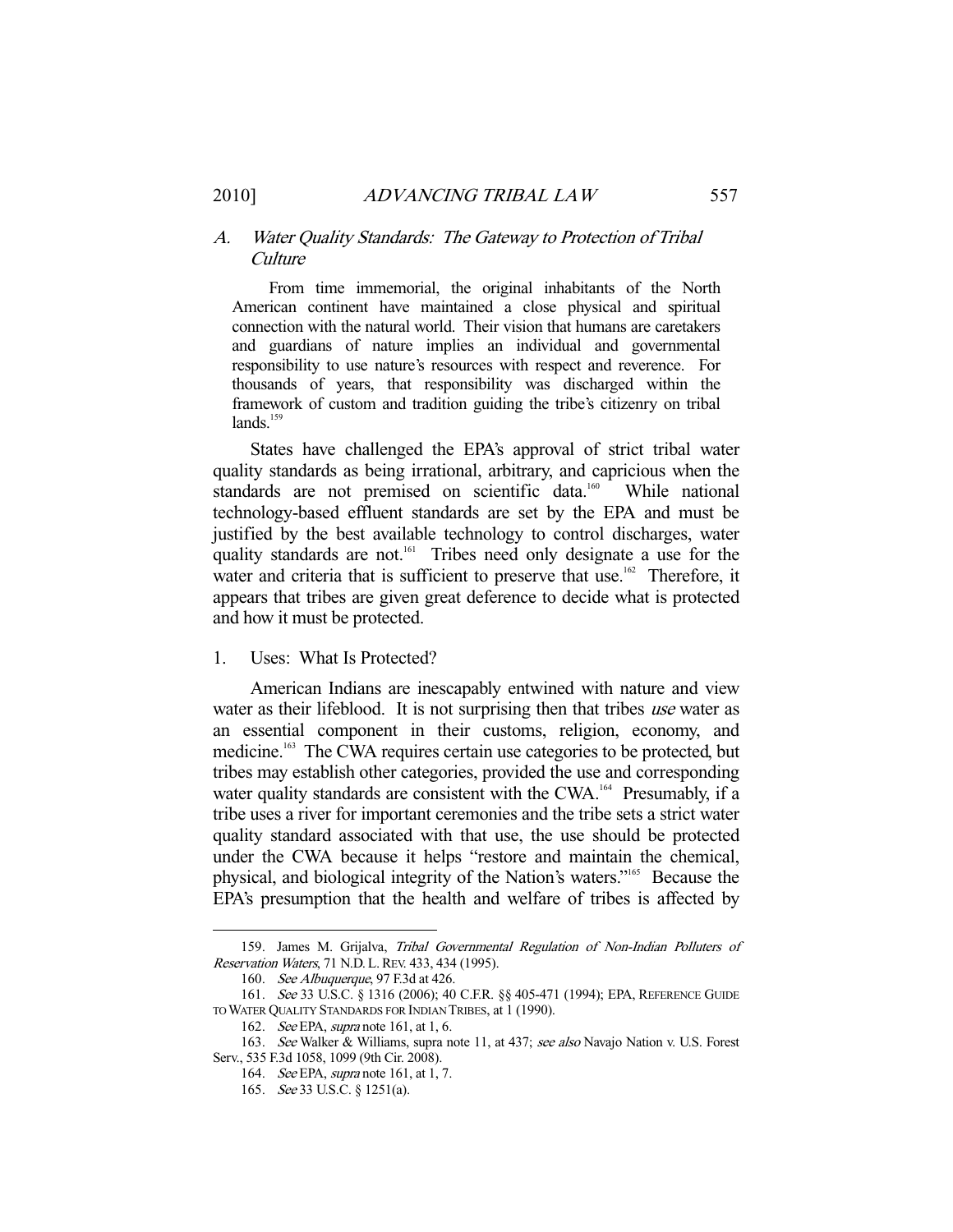### A. *Water Quality Standards: The Gateway to Protection of Tribal Culture*

> From time immemorial, the original inhabitants of the North American continent have maintained a close physical and spiritual connection with the natural world. Their vision that humans are caretakers and guardians of nature implies an individual and governmental responsibility to use nature's resources with respect and reverence. For thousands of years, that responsibility was discharged within the framework of custom and tradition guiding the tribe's citizenry on tribal lands.[159]

States have challenged the EPA's approval of strict tribal water quality standards as being irrational, arbitrary, and capricious when the standards are not premised on scientific data.[160] While national technology-based effluent standards are set by the EPA and must be justified by the best available technology to control discharges, water quality standards are not.[161] Tribes need only designate a use for the water and criteria that is sufficient to preserve that use.[162] Therefore, it appears that tribes are given great deference to decide what is protected and how it must be protected.

#### 1. Uses: What Is Protected?

American Indians are inescapably entwined with nature and view water as their lifeblood. It is not surprising then that tribes *use* water as an essential component in their customs, religion, economy, and medicine.[163] The CWA requires certain use categories to be protected, but tribes may establish other categories, provided the use and corresponding water quality standards are consistent with the CWA.[164] Presumably, if a tribe uses a river for important ceremonies and the tribe sets a strict water quality standard associated with that use, the use should be protected under the CWA because it helps "restore and maintain the chemical, physical, and biological integrity of the Nation's waters."[165] Because the EPA's presumption that the health and welfare of tribes is affected by

---

159. James M. Grijalva, *Tribal Governmental Regulation of Non-Indian Polluters of Reservation Waters*, 71 N.D. L. REV. 433, 434 (1995).

160. *See Albuquerque*, 97 F.3d at 426.

161. *See* 33 U.S.C. § 1316 (2006); 40 C.F.R. §§ 405-471 (1994); EPA, REFERENCE GUIDE TO WATER QUALITY STANDARDS FOR INDIAN TRIBES, at 1 (1990).

162. *See* EPA, *supra* note 161, at 1, 6.

163. *See* Walker & Williams, supra note 11, at 437; *see also* Navajo Nation v. U.S. Forest Serv., 535 F.3d 1058, 1099 (9th Cir. 2008).

164. *See* EPA, *supra* note 161, at 1, 7.

165. *See* 33 U.S.C. § 1251(a).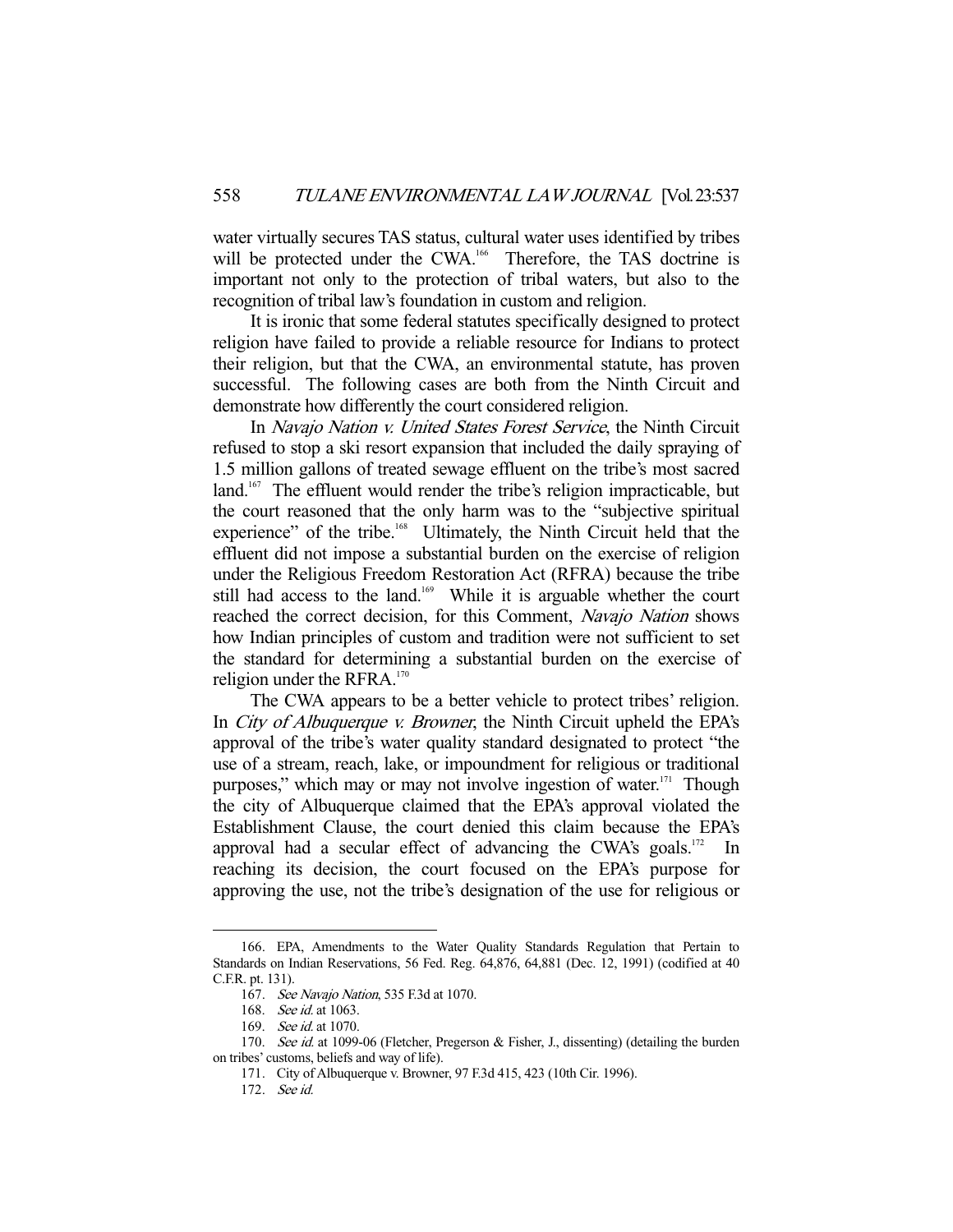water virtually secures TAS status, cultural water uses identified by tribes will be protected under the CWA.[166] Therefore, the TAS doctrine is important not only to the protection of tribal waters, but also to the recognition of tribal law's foundation in custom and religion.

It is ironic that some federal statutes specifically designed to protect religion have failed to provide a reliable resource for Indians to protect their religion, but that the CWA, an environmental statute, has proven successful. The following cases are both from the Ninth Circuit and demonstrate how differently the court considered religion.

In *Navajo Nation v. United States Forest Service*, the Ninth Circuit refused to stop a ski resort expansion that included the daily spraying of 1.5 million gallons of treated sewage effluent on the tribe's most sacred land.[167] The effluent would render the tribe's religion impracticable, but the court reasoned that the only harm was to the "subjective spiritual experience" of the tribe.[168] Ultimately, the Ninth Circuit held that the effluent did not impose a substantial burden on the exercise of religion under the Religious Freedom Restoration Act (RFRA) because the tribe still had access to the land.[169] While it is arguable whether the court reached the correct decision, for this Comment, *Navajo Nation* shows how Indian principles of custom and tradition were not sufficient to set the standard for determining a substantial burden on the exercise of religion under the RFRA.[170]

The CWA appears to be a better vehicle to protect tribes' religion. In *City of Albuquerque v. Browner*, the Ninth Circuit upheld the EPA's approval of the tribe's water quality standard designated to protect "the use of a stream, reach, lake, or impoundment for religious or traditional purposes," which may or may not involve ingestion of water.[171] Though the city of Albuquerque claimed that the EPA's approval violated the Establishment Clause, the court denied this claim because the EPA's approval had a secular effect of advancing the CWA's goals.[172] In reaching its decision, the court focused on the EPA's purpose for approving the use, not the tribe's designation of the use for religious or

---

166. EPA, Amendments to the Water Quality Standards Regulation that Pertain to Standards on Indian Reservations, 56 Fed. Reg. 64,876, 64,881 (Dec. 12, 1991) (codified at 40 C.F.R. pt. 131).

167. *See Navajo Nation*, 535 F.3d at 1070.

168. *See id.* at 1063.

169. *See id.* at 1070.

170. *See id.* at 1099-06 (Fletcher, Pregerson & Fisher, J., dissenting) (detailing the burden on tribes' customs, beliefs and way of life).

171. City of Albuquerque v. Browner, 97 F.3d 415, 423 (10th Cir. 1996).

172. *See id.*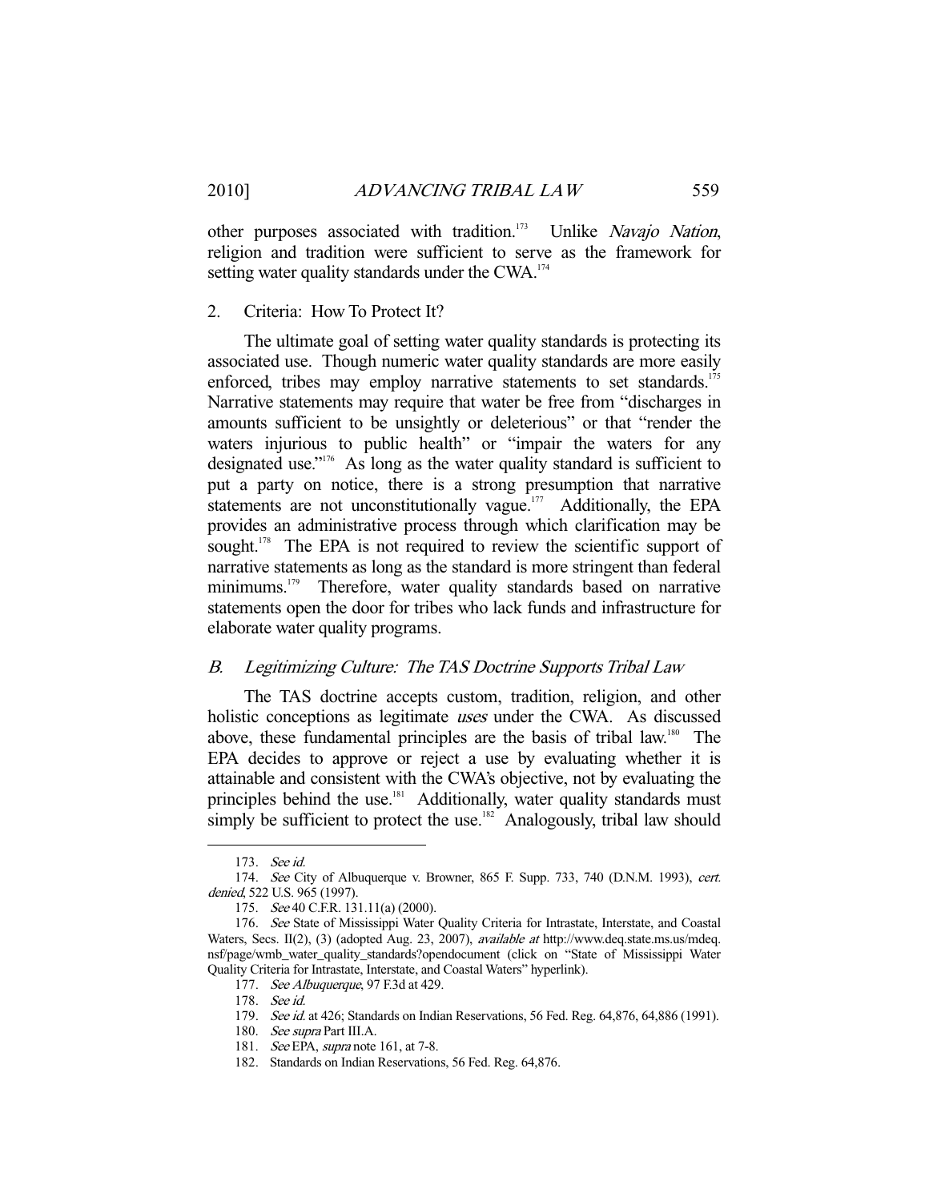other purposes associated with tradition.[173] Unlike *Navajo Nation*, religion and tradition were sufficient to serve as the framework for setting water quality standards under the CWA.[174]

### 2. Criteria: How To Protect It?

The ultimate goal of setting water quality standards is protecting its associated use. Though numeric water quality standards are more easily enforced, tribes may employ narrative statements to set standards.[175] Narrative statements may require that water be free from "discharges in amounts sufficient to be unsightly or deleterious" or that "render the waters injurious to public health" or "impair the waters for any designated use."[176] As long as the water quality standard is sufficient to put a party on notice, there is a strong presumption that narrative statements are not unconstitutionally vague.[177] Additionally, the EPA provides an administrative process through which clarification may be sought.[178] The EPA is not required to review the scientific support of narrative statements as long as the standard is more stringent than federal minimums.[179] Therefore, water quality standards based on narrative statements open the door for tribes who lack funds and infrastructure for elaborate water quality programs.

## *B. Legitimizing Culture: The TAS Doctrine Supports Tribal Law*

The TAS doctrine accepts custom, tradition, religion, and other holistic conceptions as legitimate *uses* under the CWA. As discussed above, these fundamental principles are the basis of tribal law.[180] The EPA decides to approve or reject a use by evaluating whether it is attainable and consistent with the CWA's objective, not by evaluating the principles behind the use.[181] Additionally, water quality standards must simply be sufficient to protect the use.[182] Analogously, tribal law should

---

173. *See id.*

174. *See* City of Albuquerque v. Browner, 865 F. Supp. 733, 740 (D.N.M. 1993), *cert. denied*, 522 U.S. 965 (1997).

175. *See* 40 C.F.R. 131.11(a) (2000).

176. *See* State of Mississippi Water Quality Criteria for Intrastate, Interstate, and Coastal Waters, Secs. II(2), (3) (adopted Aug. 23, 2007), *available at* http://www.deq.state.ms.us/mdeq.nsf/page/wmb_water_quality_standards?opendocument (click on "State of Mississippi Water Quality Criteria for Intrastate, Interstate, and Coastal Waters" hyperlink).

177. *See Albuquerque*, 97 F.3d at 429.

178. *See id.*

179. *See id.* at 426; Standards on Indian Reservations, 56 Fed. Reg. 64,876, 64,886 (1991).

180. *See supra* Part III.A.

181. *See* EPA, *supra* note 161, at 7-8.

182. Standards on Indian Reservations, 56 Fed. Reg. 64,876.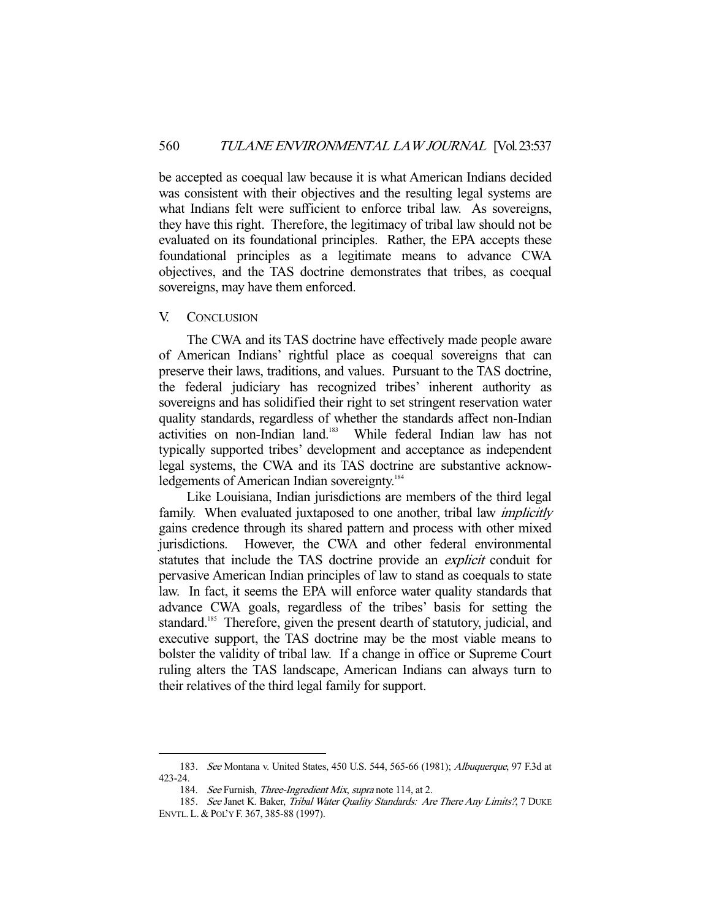be accepted as coequal law because it is what American Indians decided was consistent with their objectives and the resulting legal systems are what Indians felt were sufficient to enforce tribal law. As sovereigns, they have this right. Therefore, the legitimacy of tribal law should not be evaluated on its foundational principles. Rather, the EPA accepts these foundational principles as a legitimate means to advance CWA objectives, and the TAS doctrine demonstrates that tribes, as coequal sovereigns, may have them enforced.

## V. CONCLUSION

The CWA and its TAS doctrine have effectively made people aware of American Indians' rightful place as coequal sovereigns that can preserve their laws, traditions, and values. Pursuant to the TAS doctrine, the federal judiciary has recognized tribes' inherent authority as sovereigns and has solidified their right to set stringent reservation water quality standards, regardless of whether the standards affect non-Indian activities on non-Indian land.[183] While federal Indian law has not typically supported tribes' development and acceptance as independent legal systems, the CWA and its TAS doctrine are substantive acknowledgements of American Indian sovereignty.[184]

Like Louisiana, Indian jurisdictions are members of the third legal family. When evaluated juxtaposed to one another, tribal law *implicitly* gains credence through its shared pattern and process with other mixed jurisdictions. However, the CWA and other federal environmental statutes that include the TAS doctrine provide an *explicit* conduit for pervasive American Indian principles of law to stand as coequals to state law. In fact, it seems the EPA will enforce water quality standards that advance CWA goals, regardless of the tribes' basis for setting the standard.[185] Therefore, given the present dearth of statutory, judicial, and executive support, the TAS doctrine may be the most viable means to bolster the validity of tribal law. If a change in office or Supreme Court ruling alters the TAS landscape, American Indians can always turn to their relatives of the third legal family for support.

---

183. *See* Montana v. United States, 450 U.S. 544, 565-66 (1981); *Albuquerque*, 97 F.3d at 423-24.

184. *See* Furnish, *Three-Ingredient Mix*, *supra* note 114, at 2.

185. *See* Janet K. Baker, *Tribal Water Quality Standards: Are There Any Limits?*, 7 DUKE ENVTL. L. & POL'Y F. 367, 385-88 (1997).